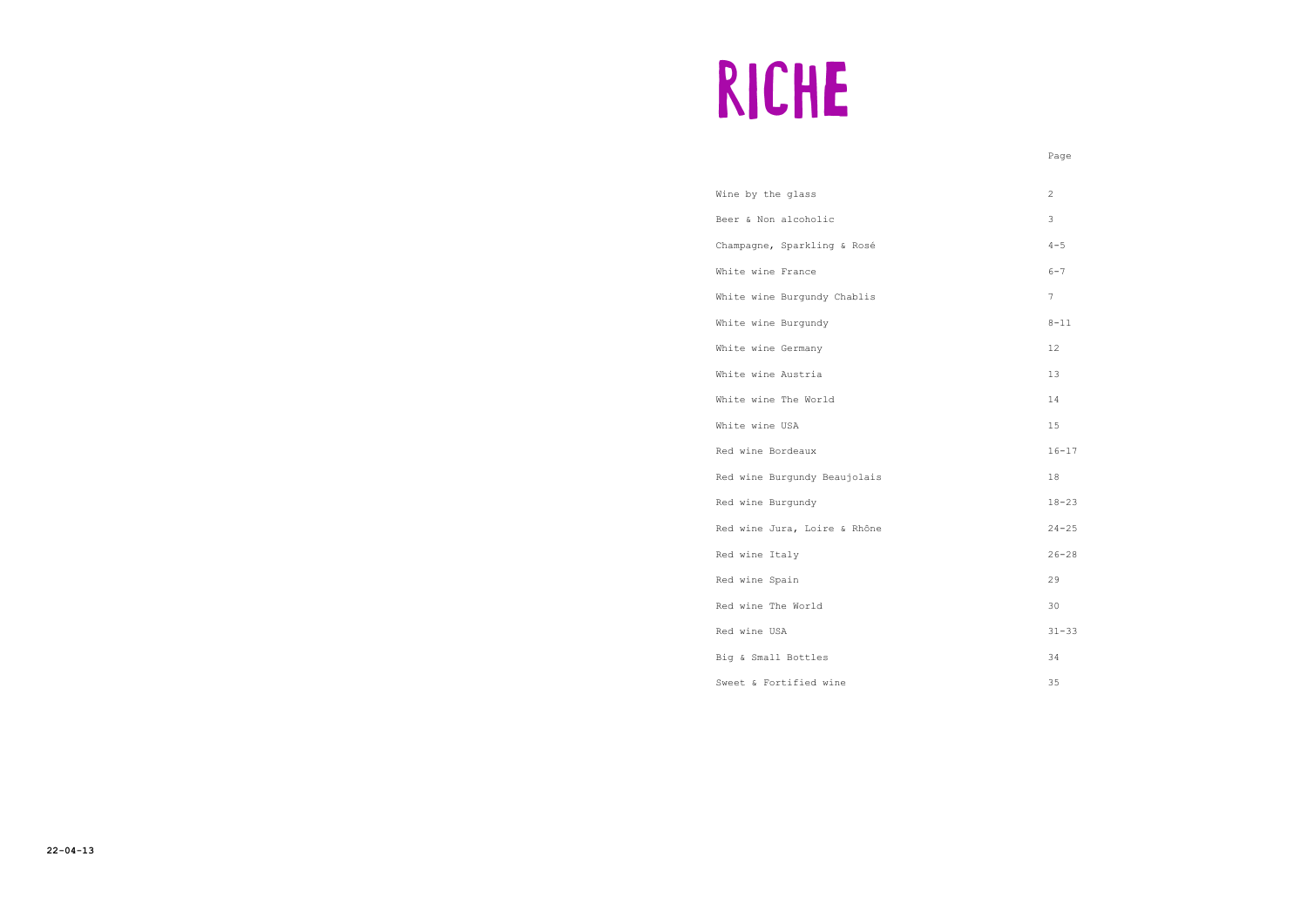# RICHE

| | Page |
|---|---|
| Wine by the glass | 2 |
| Beer & Non alcoholic | 3 |
| Champagne, Sparkling & Rosé | 4-5 |
| White wine France | 6-7 |
| White wine Burgundy Chablis | 7 |
| White wine Burgundy | 8-11 |
| White wine Germany | 12 |
| White wine Austria | 13 |
| White wine The World | 14 |
| White wine USA | 15 |
| Red wine Bordeaux | 16-17 |
| Red wine Burgundy Beaujolais | 18 |
| Red wine Burgundy | 18-23 |
| Red wine Jura, Loire & Rhône | 24-25 |
| Red wine Italy | 26-28 |
| Red wine Spain | 29 |
| Red wine The World | 30 |
| Red wine USA | 31-33 |
| Big & Small Bottles | 34 |
| Sweet & Fortified wine | 35 |

**22-04-13**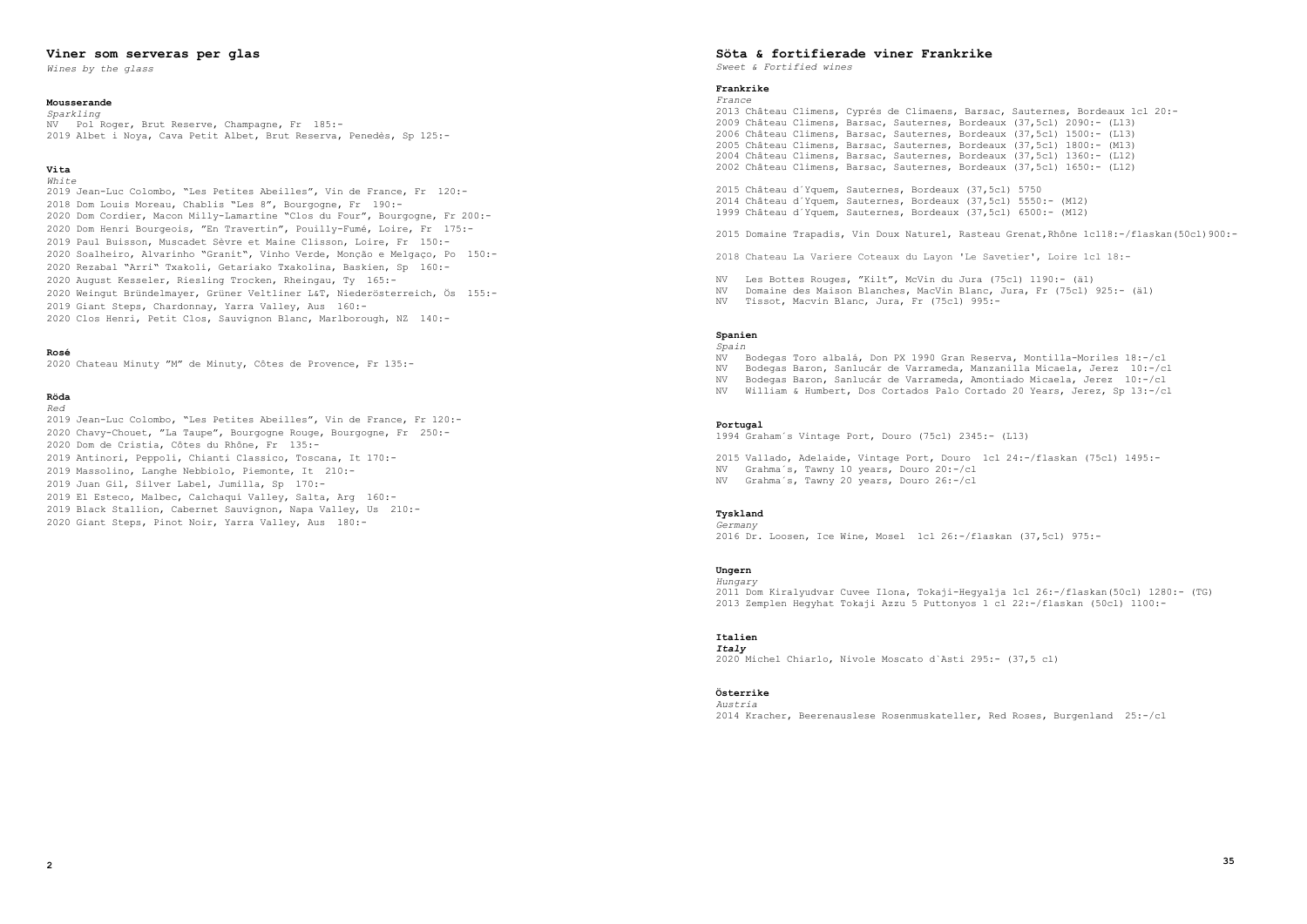## Viner som serveras per glas

*Wines by the glass*

### Mousserande

*Sparkling*

NV Pol Roger, Brut Reserve, Champagne, Fr 185:-
2019 Albet i Noya, Cava Petit Albet, Brut Reserva, Penedès, Sp 125:-

### Vita

*White*

2019 Jean-Luc Colombo, "Les Petites Abeilles", Vin de France, Fr 120:-
2018 Dom Louis Moreau, Chablis "Les 8", Bourgogne, Fr 190:-
2020 Dom Cordier, Macon Milly-Lamartine "Clos du Four", Bourgogne, Fr 200:-
2020 Dom Henri Bourgeois, "En Travertin", Pouilly-Fumé, Loire, Fr 175:-
2019 Paul Buisson, Muscadet Sèvre et Maine Clisson, Loire, Fr 150:-
2020 Soalheiro, Alvarinho "Granit", Vinho Verde, Monção e Melgaço, Po 150:-
2020 Rezabal "Arri" Txakoli, Getariako Txakolina, Baskien, Sp 160:-
2020 August Kesseler, Riesling Trocken, Rheingau, Ty 165:-
2020 Weingut Bründelmayer, Grüner Veltliner L&T, Niederösterreich, Ös 155:-
2019 Giant Steps, Chardonnay, Yarra Valley, Aus 160:-
2020 Clos Henri, Petit Clos, Sauvignon Blanc, Marlborough, NZ 140:-

### Rosé

2020 Chateau Minuty "M" de Minuty, Côtes de Provence, Fr 135:-

### Röda

*Red*

2019 Jean-Luc Colombo, "Les Petites Abeilles", Vin de France, Fr 120:-
2020 Chavy-Chouet, "La Taupe", Bourgogne Rouge, Bourgogne, Fr 250:-
2020 Dom de Cristia, Côtes du Rhône, Fr 135:-
2019 Antinori, Peppoli, Chianti Classico, Toscana, It 170:-
2019 Massolino, Langhe Nebbiolo, Piemonte, It 210:-
2019 Juan Gil, Silver Label, Jumilla, Sp 170:-
2019 El Esteco, Malbec, Calchaqui Valley, Salta, Arg 160:-
2019 Black Stallion, Cabernet Sauvignon, Napa Valley, Us 210:-
2020 Giant Steps, Pinot Noir, Yarra Valley, Aus 180:-

## Söta & fortifierade viner Frankrike

*Sweet & Fortified wines*

### Frankrike

*France*

2013 Château Climens, Cyprés de Climaens, Barsac, Sauternes, Bordeaux 1cl 20:-
2009 Château Climens, Barsac, Sauternes, Bordeaux (37,5cl) 2090:- (L13)
2006 Château Climens, Barsac, Sauternes, Bordeaux (37,5cl) 1500:- (L13)
2005 Château Climens, Barsac, Sauternes, Bordeaux (37,5cl) 1800:- (M13)
2004 Château Climens, Barsac, Sauternes, Bordeaux (37,5cl) 1360:- (L12)
2002 Château Climens, Barsac, Sauternes, Bordeaux (37,5cl) 1650:- (L12)

2015 Château d´Yquem, Sauternes, Bordeaux (37,5cl) 5750
2014 Château d´Yquem, Sauternes, Bordeaux (37,5cl) 5550:- (M12)
1999 Château d´Yquem, Sauternes, Bordeaux (37,5cl) 6500:- (M12)

2015 Domaine Trapadis, Vin Doux Naturel, Rasteau Grenat,Rhône 1cl18:-/flaskan(50cl)900:-

2018 Chateau La Variere Coteaux du Layon 'Le Savetier', Loire 1cl 18:-

NV Les Bottes Rouges, "Kilt", McVin du Jura (75cl) 1190:- (äl)
NV Domaine des Maison Blanches, MacVin Blanc, Jura, Fr (75cl) 925:- (äl)
NV Tissot, Macvin Blanc, Jura, Fr (75cl) 995:-

### Spanien

*Spain*

NV Bodegas Toro albalá, Don PX 1990 Gran Reserva, Montilla-Moriles 18:-/cl
NV Bodegas Baron, Sanlucár de Varrameda, Manzanilla Micaela, Jerez 10:-/cl
NV Bodegas Baron, Sanlucár de Varrameda, Amontiado Micaela, Jerez 10:-/cl
NV William & Humbert, Dos Cortados Palo Cortado 20 Years, Jerez, Sp 13:-/cl

### Portugal

1994 Graham´s Vintage Port, Douro (75cl) 2345:- (L13)

2015 Vallado, Adelaide, Vintage Port, Douro 1cl 24:-/flaskan (75cl) 1495:-
NV Grahma´s, Tawny 10 years, Douro 20:-/cl
NV Grahma´s, Tawny 20 years, Douro 26:-/cl

### Tyskland

*Germany*

2016 Dr. Loosen, Ice Wine, Mosel 1cl 26:-/flaskan (37,5cl) 975:-

### Ungern

*Hungary*

2011 Dom Kiralyudvar Cuvee Ilona, Tokaji-Hegyalja 1cl 26:-/flaskan(50cl) 1280:- (TG)
2013 Zemplen Hegyhat Tokaji Azzu 5 Puttonyos 1 cl 22:-/flaskan (50cl) 1100:-

### Italien

***Italy***

2020 Michel Chiarlo, Nivole Moscato d`Asti 295:- (37,5 cl)

### Österrike

*Austria*

2014 Kracher, Beerenauslese Rosenmuskateller, Red Roses, Burgenland 25:-/cl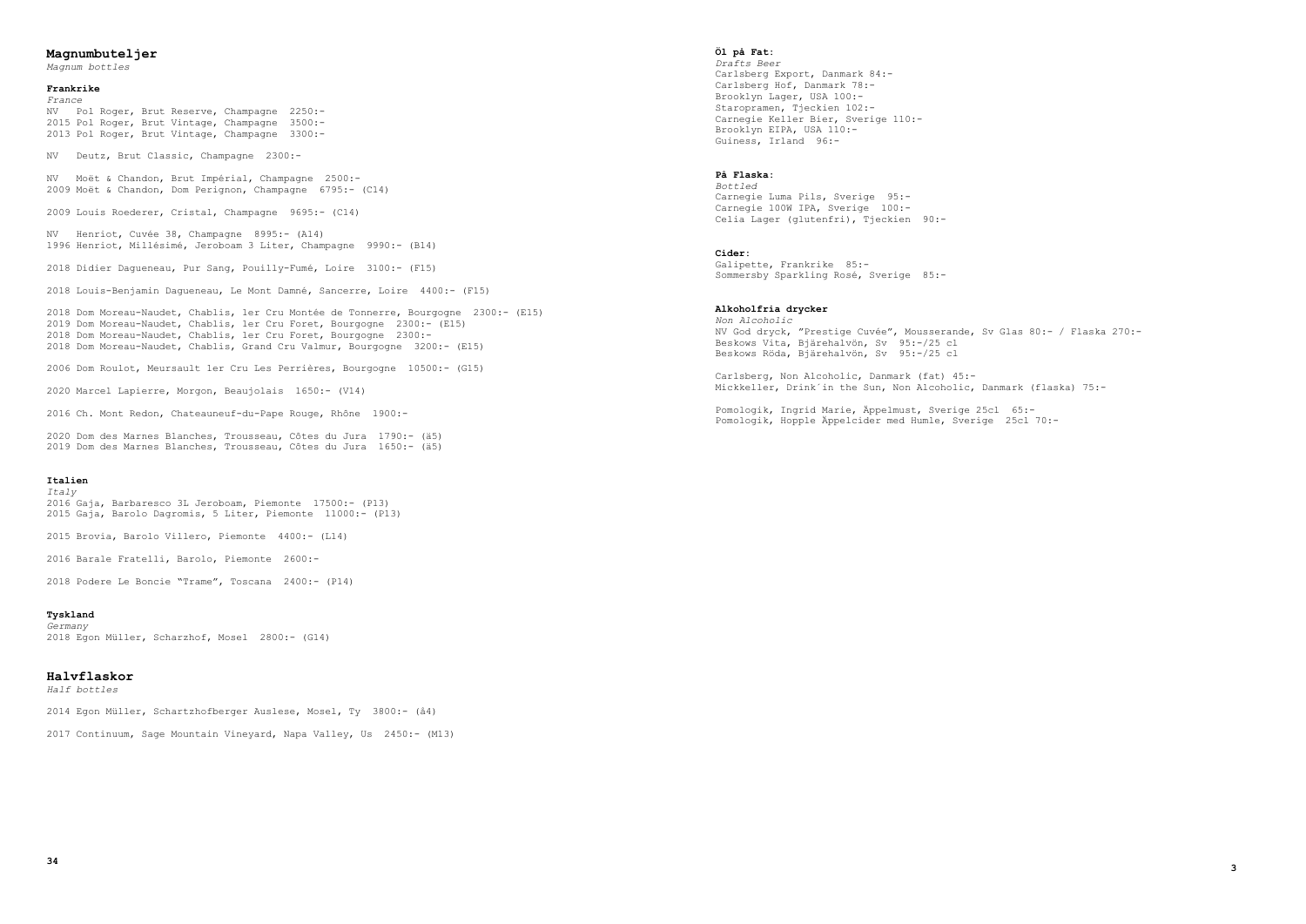## Magnumbuteljer

*Magnum bottles*

### Frankrike

*France*

NV Pol Roger, Brut Reserve, Champagne 2250:-
2015 Pol Roger, Brut Vintage, Champagne 3500:-
2013 Pol Roger, Brut Vintage, Champagne 3300:-

NV Deutz, Brut Classic, Champagne 2300:-

NV Moët & Chandon, Brut Impérial, Champagne 2500:-
2009 Moët & Chandon, Dom Perignon, Champagne 6795:- (C14)

2009 Louis Roederer, Cristal, Champagne 9695:- (C14)

NV Henriot, Cuvée 38, Champagne 8995:- (A14)
1996 Henriot, Millésimé, Jeroboam 3 Liter, Champagne 9990:- (B14)

2018 Didier Dagueneau, Pur Sang, Pouilly-Fumé, Loire 3100:- (F15)

2018 Louis-Benjamin Dagueneau, Le Mont Damné, Sancerre, Loire 4400:- (F15)

2018 Dom Moreau-Naudet, Chablis, 1er Cru Montée de Tonnerre, Bourgogne 2300:- (E15)
2019 Dom Moreau-Naudet, Chablis, 1er Cru Foret, Bourgogne 2300:- (E15)
2018 Dom Moreau-Naudet, Chablis, 1er Cru Foret, Bourgogne 2300:-
2018 Dom Moreau-Naudet, Chablis, Grand Cru Valmur, Bourgogne 3200:- (E15)

2006 Dom Roulot, Meursault 1er Cru Les Perrières, Bourgogne 10500:- (G15)

2020 Marcel Lapierre, Morgon, Beaujolais 1650:- (V14)

2016 Ch. Mont Redon, Chateauneuf-du-Pape Rouge, Rhône 1900:-

2020 Dom des Marnes Blanches, Trousseau, Côtes du Jura 1790:- (ä5)
2019 Dom des Marnes Blanches, Trousseau, Côtes du Jura 1650:- (ä5)

### Italien

*Italy*

2016 Gaja, Barbaresco 3L Jeroboam, Piemonte 17500:- (P13)
2015 Gaja, Barolo Dagromis, 5 Liter, Piemonte 11000:- (P13)

2015 Brovia, Barolo Villero, Piemonte 4400:- (L14)

2016 Barale Fratelli, Barolo, Piemonte 2600:-

2018 Podere Le Boncie "Trame", Toscana 2400:- (P14)

### Tyskland

*Germany*

2018 Egon Müller, Scharzhof, Mosel 2800:- (G14)

## Halvflaskor

*Half bottles*

2014 Egon Müller, Schartzhofberger Auslese, Mosel, Ty 3800:- (å4)

2017 Continuum, Sage Mountain Vineyard, Napa Valley, Us 2450:- (M13)

### Öl på Fat:

*Drafts Beer*

Carlsberg Export, Danmark 84:-
Carlsberg Hof, Danmark 78:-
Brooklyn Lager, USA 100:-
Staropramen, Tjeckien 102:-
Carnegie Keller Bier, Sverige 110:-
Brooklyn EIPA, USA 110:-
Guiness, Irland 96:-

### På Flaska:

*Bottled*

Carnegie Luma Pils, Sverige 95:-
Carnegie 100W IPA, Sverige 100:-
Celia Lager (glutenfri), Tjeckien 90:-

### Cider:

Galipette, Frankrike 85:-
Sommersby Sparkling Rosé, Sverige 85:-

### Alkoholfria drycker

*Non Alcoholic*

NV God dryck, "Prestige Cuvée", Mousserande, Sv Glas 80:- / Flaska 270:-
Beskows Vita, Bjärehalvön, Sv 95:-/25 cl
Beskows Röda, Bjärehalvön, Sv 95:-/25 cl

Carlsberg, Non Alcoholic, Danmark (fat) 45:-
Mickkeller, Drink´in the Sun, Non Alcoholic, Danmark (flaska) 75:-

Pomologik, Ingrid Marie, Äppelmust, Sverige 25cl 65:-
Pomologik, Hopple Äppelcider med Humle, Sverige 25cl 70:-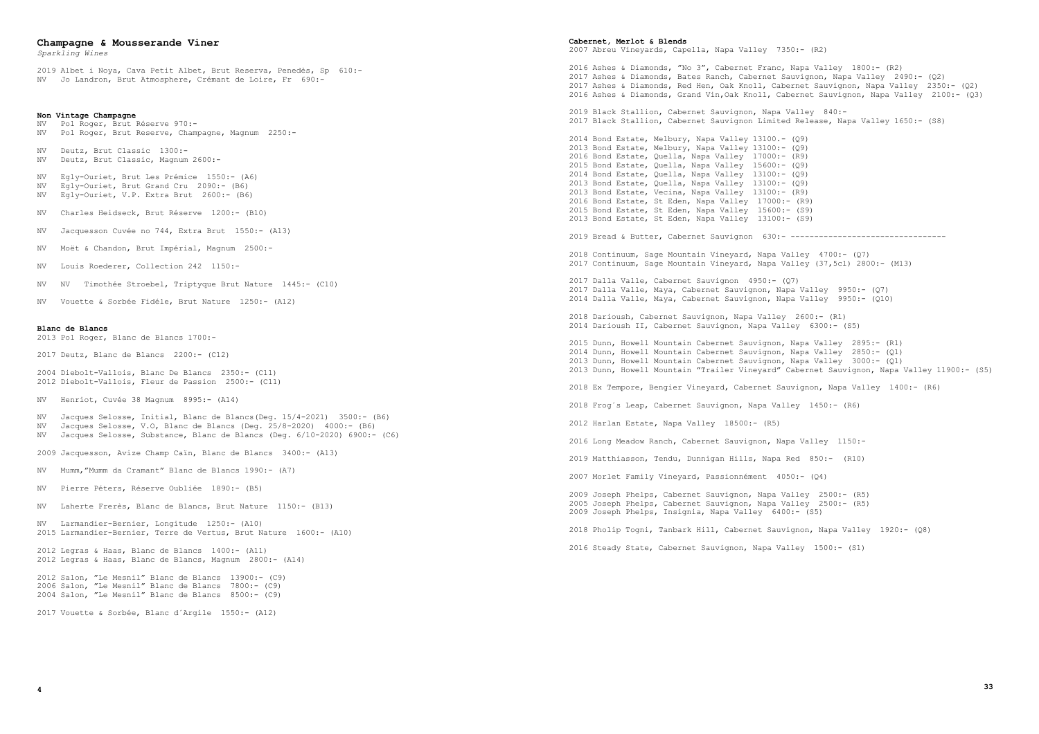## Champagne & Mousserande Viner

*Sparkling Wines*

2019 Albet i Noya, Cava Petit Albet, Brut Reserva, Penedès, Sp 610:-
NV Jo Landron, Brut Atmosphere, Crémant de Loire, Fr 690:-

### Non Vintage Champagne

NV Pol Roger, Brut Réserve 970:-
NV Pol Roger, Brut Reserve, Champagne, Magnum 2250:-

NV Deutz, Brut Classic 1300:-
NV Deutz, Brut Classic, Magnum 2600:-

NV Egly-Ouriet, Brut Les Prémice 1550:- (A6)
NV Egly-Ouriet, Brut Grand Cru 2090:- (B6)
NV Egly-Ouriet, V.P. Extra Brut 2600:- (B6)

NV Charles Heidseck, Brut Réserve 1200:- (B10)

NV Jacquesson Cuvée no 744, Extra Brut 1550:- (A13)

NV Moët & Chandon, Brut Impérial, Magnum 2500:-

NV Louis Roederer, Collection 242 1150:-

NV NV Timothée Stroebel, Triptyque Brut Nature 1445:- (C10)

NV Vouette & Sorbée Fidèle, Brut Nature 1250:- (A12)

### Blanc de Blancs

2013 Pol Roger, Blanc de Blancs 1700:-

2017 Deutz, Blanc de Blancs 2200:- (C12)

2004 Diebolt-Vallois, Blanc De Blancs 2350:- (C11)
2012 Diebolt-Vallois, Fleur de Passion 2500:- (C11)

NV Henriot, Cuvée 38 Magnum 8995:- (A14)

NV Jacques Selosse, Initial, Blanc de Blancs(Deg. 15/4-2021) 3500:- (B6)
NV Jacques Selosse, V.O, Blanc de Blancs (Deg. 25/8-2020) 4000:- (B6)
NV Jacques Selosse, Substance, Blanc de Blancs (Deg. 6/10-2020) 6900:- (C6)

2009 Jacquesson, Avize Champ Caïn, Blanc de Blancs 3400:- (A13)

NV Mumm,"Mumm da Cramant" Blanc de Blancs 1990:- (A7)

NV Pierre Péters, Réserve Oubliée 1890:- (B5)

NV Laherte Frerès, Blanc de Blancs, Brut Nature 1150:- (B13)

NV Larmandier-Bernier, Longitude 1250:- (A10)
2015 Larmandier-Bernier, Terre de Vertus, Brut Nature 1600:- (A10)

2012 Legras & Haas, Blanc de Blancs 1400:- (A11)
2012 Legras & Haas, Blanc de Blancs, Magnum 2800:- (A14)

2012 Salon, "Le Mesnil" Blanc de Blancs 13900:- (C9)
2006 Salon, "Le Mesnil" Blanc de Blancs 7800:- (C9)
2004 Salon, "Le Mesnil" Blanc de Blancs 8500:- (C9)

2017 Vouette & Sorbée, Blanc d´Argile 1550:- (A12)

### Cabernet, Merlot & Blends

2007 Abreu Vineyards, Capella, Napa Valley 7350:- (R2)

2016 Ashes & Diamonds, "No 3", Cabernet Franc, Napa Valley 1800:- (R2)
2017 Ashes & Diamonds, Bates Ranch, Cabernet Sauvignon, Napa Valley 2490:- (Q2)
2017 Ashes & Diamonds, Red Hen, Oak Knoll, Cabernet Sauvignon, Napa Valley 2350:- (Q2)
2016 Ashes & Diamonds, Grand Vin,Oak Knoll, Cabernet Sauvignon, Napa Valley 2100:- (Q3)

2019 Black Stallion, Cabernet Sauvignon, Napa Valley 840:-
2017 Black Stallion, Cabernet Sauvignon Limited Release, Napa Valley 1650:- (S8)

2014 Bond Estate, Melbury, Napa Valley 13100.- (Q9)
2013 Bond Estate, Melbury, Napa Valley 13100:- (Q9)
2016 Bond Estate, Quella, Napa Valley 17000:- (R9)
2015 Bond Estate, Quella, Napa Valley 15600:- (Q9)
2014 Bond Estate, Quella, Napa Valley 13100:- (Q9)
2013 Bond Estate, Quella, Napa Valley 13100:- (Q9)
2013 Bond Estate, Vecina, Napa Valley 13100:- (R9)
2016 Bond Estate, St Eden, Napa Valley 17000:- (R9)
2015 Bond Estate, St Eden, Napa Valley 15600:- (S9)
2013 Bond Estate, St Eden, Napa Valley 13100:- (S9)

2019 Bread & Butter, Cabernet Sauvignon 630:- ---------------------------------

2018 Continuum, Sage Mountain Vineyard, Napa Valley 4700:- (Q7)
2017 Continuum, Sage Mountain Vineyard, Napa Valley (37,5cl) 2800:- (M13)

2017 Dalla Valle, Cabernet Sauvignon 4950:- (Q7)
2017 Dalla Valle, Maya, Cabernet Sauvignon, Napa Valley 9950:- (Q7)
2014 Dalla Valle, Maya, Cabernet Sauvignon, Napa Valley 9950:- (Q10)

2018 Darioush, Cabernet Sauvignon, Napa Valley 2600:- (R1)
2014 Darioush II, Cabernet Sauvignon, Napa Valley 6300:- (S5)

2015 Dunn, Howell Mountain Cabernet Sauvignon, Napa Valley 2895:- (R1)
2014 Dunn, Howell Mountain Cabernet Sauvignon, Napa Valley 2850:- (Q1)
2013 Dunn, Howell Mountain Cabernet Sauvignon, Napa Valley 3000:- (Q1)
2013 Dunn, Howell Mountain "Trailer Vineyard" Cabernet Sauvignon, Napa Valley 11900:- (S5)

2018 Ex Tempore, Bengier Vineyard, Cabernet Sauvignon, Napa Valley 1400:- (R6)

2018 Frog´s Leap, Cabernet Sauvignon, Napa Valley 1450:- (R6)

2012 Harlan Estate, Napa Valley 18500:- (R5)

2016 Long Meadow Ranch, Cabernet Sauvignon, Napa Valley 1150:-

2019 Matthiasson, Tendu, Dunnigan Hills, Napa Red 850:- (R10)

2007 Morlet Family Vineyard, Passionnément 4050:- (Q4)

2009 Joseph Phelps, Cabernet Sauvignon, Napa Valley 2500:- (R5)
2005 Joseph Phelps, Cabernet Sauvignon, Napa Valley 2500:- (R5)
2009 Joseph Phelps, Insignia, Napa Valley 6400:- (S5)

2018 Pholip Togni, Tanbark Hill, Cabernet Sauvignon, Napa Valley 1920:- (Q8)

2016 Steady State, Cabernet Sauvignon, Napa Valley 1500:- (S1)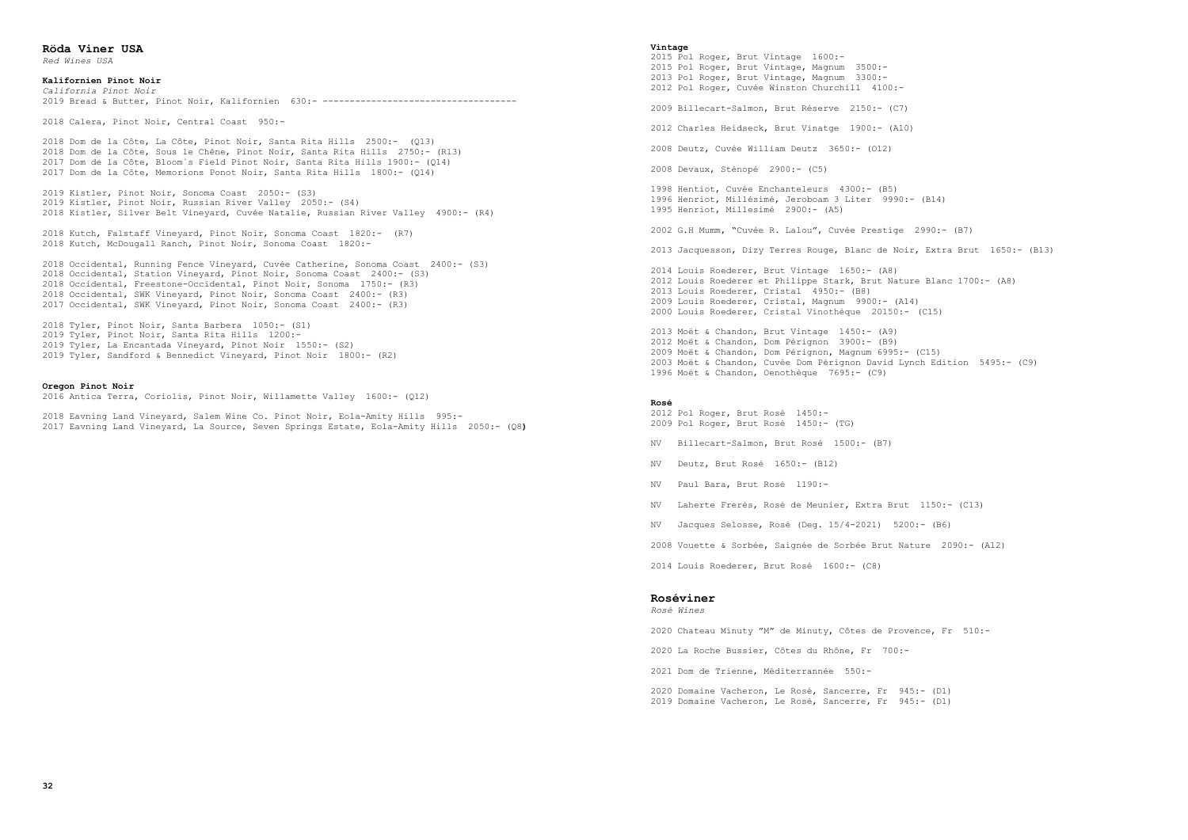## Röda Viner USA

*Red Wines USA*

### Kalifornien Pinot Noir

*California Pinot Noir*

2019 Bread & Butter, Pinot Noir, Kalifornien 630:- ------------------------------------

2018 Calera, Pinot Noir, Central Coast 950:-

2018 Dom de la Côte, La Côte, Pinot Noir, Santa Rita Hills 2500:- (Q13)
2018 Dom de la Côte, Sous le Chêne, Pinot Noir, Santa Rita Hills 2750:- (R13)
2017 Dom de la Côte, Bloom´s Field Pinot Noir, Santa Rita Hills 1900:- (Q14)
2017 Dom de la Côte, Memorions Ponot Noir, Santa Rita Hills 1800:- (Q14)

2019 Kistler, Pinot Noir, Sonoma Coast 2050:- (S3)
2019 Kistler, Pinot Noir, Russian River Valley 2050:- (S4)
2018 Kistler, Silver Belt Vineyard, Cuvée Natalie, Russian River Valley 4900:- (R4)

2018 Kutch, Falstaff Vineyard, Pinot Noir, Sonoma Coast 1820:- (R7)
2018 Kutch, McDougall Ranch, Pinot Noir, Sonoma Coast 1820:-

2018 Occidental, Running Fence Vineyard, Cuvée Catherine, Sonoma Coast 2400:- (S3)
2018 Occidental, Station Vineyard, Pinot Noir, Sonoma Coast 2400:- (S3)
2018 Occidental, Freestone-Occidental, Pinot Noir, Sonoma 1750:- (R3)
2018 Occidental, SWK Vineyard, Pinot Noir, Sonoma Coast 2400:- (R3)
2017 Occidental, SWK Vineyard, Pinot Noir, Sonoma Coast 2400:- (R3)

2018 Tyler, Pinot Noir, Santa Barbera 1050:- (S1)
2019 Tyler, Pinot Noir, Santa Rita Hills 1200:-
2019 Tyler, La Encantada Vineyard, Pinot Noir 1550:- (S2)
2019 Tyler, Sandford & Bennedict Vineyard, Pinot Noir 1800:- (R2)

### Oregon Pinot Noir

2016 Antica Terra, Coriolis, Pinot Noir, Willamette Valley 1600:- (Q12)

2018 Eavning Land Vineyard, Salem Wine Co. Pinot Noir, Eola-Amity Hills 995:-
2017 Eavning Land Vineyard, La Source, Seven Springs Estate, Eola-Amity Hills 2050:- (Q8)

### Vintage

2015 Pol Roger, Brut Vintage 1600:-
2015 Pol Roger, Brut Vintage, Magnum 3500:-
2013 Pol Roger, Brut Vintage, Magnum 3300:-
2012 Pol Roger, Cuvée Winston Churchill 4100:-

2009 Billecart-Salmon, Brut Réserve 2150:- (C7)

2012 Charles Heidsieck, Brut Vinatge 1900:- (A10)

2008 Deutz, Cuvée William Deutz 3650:- (O12)

2008 Devaux, Sténopé 2900:- (C5)

1998 Hentiot, Cuvée Enchanteleurs 4300:- (B5)
1996 Henriot, Millésimé, Jeroboam 3 Liter 9990:- (B14)
1995 Henriot, Millesimé 2900:- (A5)

2002 G.H Mumm, "Cuvée R. Lalou", Cuvée Prestige 2990:- (B7)

2013 Jacquesson, Dizy Terres Rouge, Blanc de Noir, Extra Brut 1650:- (B13)

2014 Louis Roederer, Brut Vintage 1650:- (A8)
2012 Louis Roederer et Philippe Stark, Brut Nature Blanc 1700:- (A8)
2013 Louis Roederer, Cristal 4950:- (B8)
2009 Louis Roederer, Cristal, Magnum 9900:- (A14)
2000 Louis Roederer, Cristal Vinothèque 20150:- (C15)

2013 Moët & Chandon, Brut Vintage 1450:- (A9)
2012 Moët & Chandon, Dom Pérignon 3900:- (B9)
2009 Moët & Chandon, Dom Pérignon, Magnum 6995:- (C15)
2003 Moët & Chandon, Cuvée Dom Pérignon David Lynch Edition 5495:- (C9)
1996 Moët & Chandon, Oenothèque 7695:- (C9)

### Rosé

2012 Pol Roger, Brut Rosé 1450:-
2009 Pol Roger, Brut Rosé 1450:- (TG)

NV Billecart-Salmon, Brut Rosé 1500:- (B7)

NV Deutz, Brut Rosé 1650:- (B12)

NV Paul Bara, Brut Rosé 1190:-

NV Laherte Frerès, Rosé de Meunier, Extra Brut 1150:- (C13)

NV Jacques Selosse, Rosé (Deg. 15/4-2021) 5200:- (B6)

2008 Vouette & Sorbée, Saignée de Sorbée Brut Nature 2090:- (A12)

2014 Louis Roederer, Brut Rosé 1600:- (C8)

## Roséviner

*Rosé Wines*

2020 Chateau Minuty "M" de Minuty, Côtes de Provence, Fr 510:-

2020 La Roche Bussier, Côtes du Rhône, Fr 700:-

2021 Dom de Trienne, Méditerrannée 550:-

2020 Domaine Vacheron, Le Rosé, Sancerre, Fr 945:- (D1)
2019 Domaine Vacheron, Le Rosé, Sancerre, Fr 945:- (D1)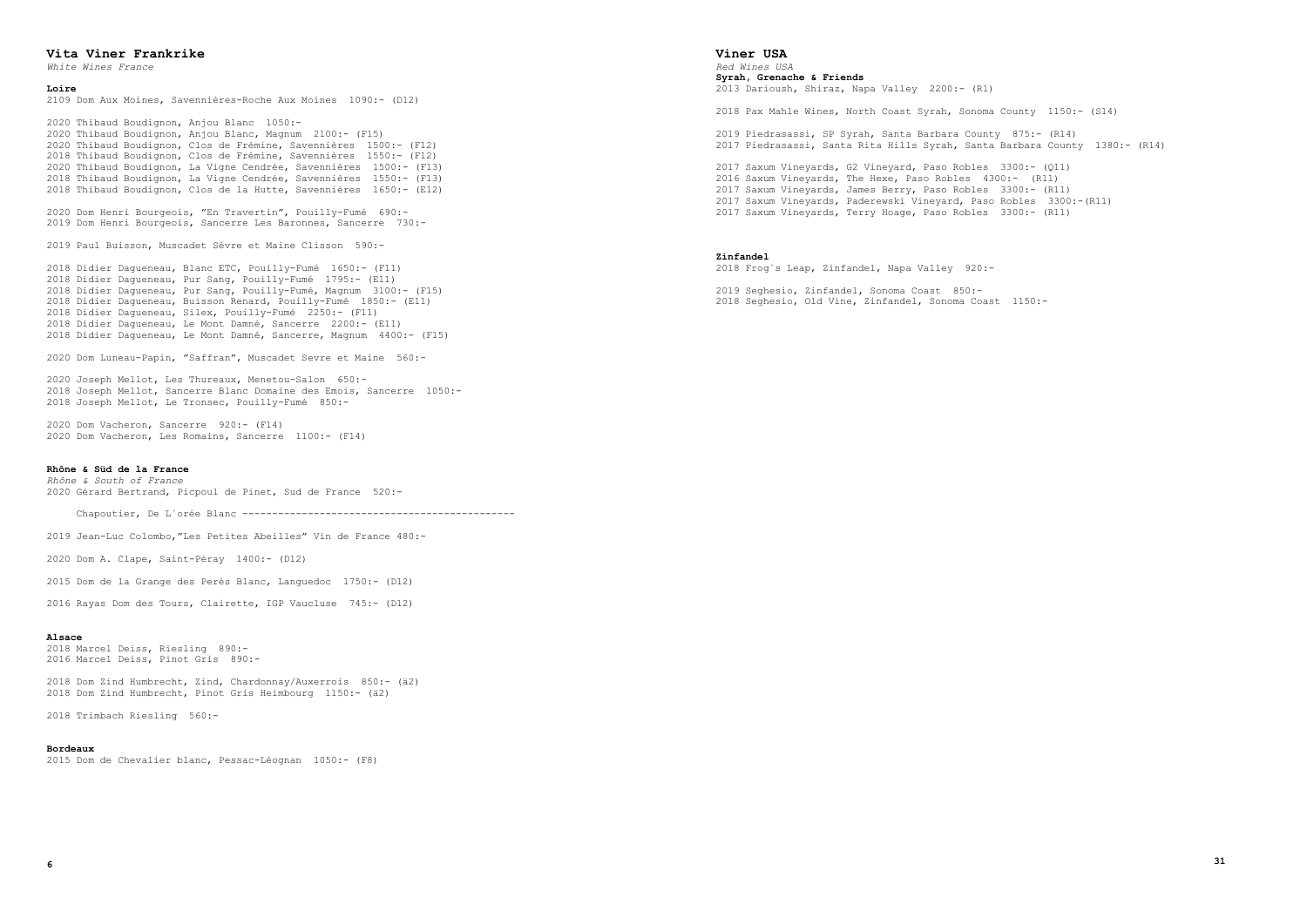## Vita Viner Frankrike

*White Wines France*

### Loire

2109 Dom Aux Moines, Savennières-Roche Aux Moines 1090:- (D12)

2020 Thibaud Boudignon, Anjou Blanc 1050:-
2020 Thibaud Boudignon, Anjou Blanc, Magnum 2100:- (F15)
2020 Thibaud Boudignon, Clos de Frémine, Savennières 1500:- (F12)
2018 Thibaud Boudignon, Clos de Frémine, Savennières 1550:- (F12)
2020 Thibaud Boudignon, La Vigne Cendrée, Savennières 1500:- (F13)
2018 Thibaud Boudignon, La Vigne Cendrée, Savennières 1550:- (F13)
2018 Thibaud Boudignon, Clos de la Hutte, Savennières 1650:- (E12)

2020 Dom Henri Bourgeois, "En Travertin", Pouilly-Fumé 690:-
2019 Dom Henri Bourgeois, Sancerre Les Baronnes, Sancerre 730:-

2019 Paul Buisson, Muscadet Sèvre et Maine Clisson 590:-

2018 Didier Dagueneau, Blanc ETC, Pouilly-Fumé 1650:- (F11)
2018 Didier Dagueneau, Pur Sang, Pouilly-Fumé 1795:- (E11)
2018 Didier Dagueneau, Pur Sang, Pouilly-Fumé, Magnum 3100:- (F15)
2018 Didier Dagueneau, Buisson Renard, Pouilly-Fumé 1850:- (E11)
2018 Didier Dagueneau, Silex, Pouilly-Fumé 2250:- (F11)
2018 Didier Dagueneau, Le Mont Damné, Sancerre 2200:- (E11)
2018 Didier Dagueneau, Le Mont Damné, Sancerre, Magnum 4400:- (F15)

2020 Dom Luneau-Papin, "Saffran", Muscadet Sevre et Maine 560:-

2020 Joseph Mellot, Les Thureaux, Menetou-Salon 650:-
2018 Joseph Mellot, Sancerre Blanc Domaine des Emois, Sancerre 1050:-
2018 Joseph Mellot, Le Tronsec, Pouilly-Fumé 850:-

2020 Dom Vacheron, Sancerre 920:- (F14)
2020 Dom Vacheron, Les Romains, Sancerre 1100:- (F14)

### Rhône & Süd de la France

*Rhône & South of France*

2020 Gérard Bertrand, Picpoul de Pinet, Sud de France 520:-

Chapoutier, De L´orée Blanc ---------------------------------------------

2019 Jean-Luc Colombo,"Les Petites Abeilles" Vin de France 480:-

2020 Dom A. Clape, Saint-Péray 1400:- (D12)

2015 Dom de la Grange des Perès Blanc, Languedoc 1750:- (D12)

2016 Rayas Dom des Tours, Clairette, IGP Vaucluse 745:- (D12)

### Alsace

2018 Marcel Deiss, Riesling 890:-
2016 Marcel Deiss, Pinot Gris 890:-

2018 Dom Zind Humbrecht, Zind, Chardonnay/Auxerrois 850:- (ä2)
2018 Dom Zind Humbrecht, Pinot Gris Heimbourg 1150:- (ä2)

2018 Trimbach Riesling 560:-

### Bordeaux

2015 Dom de Chevalier blanc, Pessac-Léognan 1050:- (F8)

## Viner USA

*Red Wines USA*

### Syrah, Grenache & Friends

2013 Darioush, Shiraz, Napa Valley 2200:- (R1)

2018 Pax Mahle Wines, North Coast Syrah, Sonoma County 1150:- (S14)

2019 Piedrasassi, SP Syrah, Santa Barbara County 875:- (R14)
2017 Piedrasassi, Santa Rita Hills Syrah, Santa Barbara County 1380:- (R14)

2017 Saxum Vineyards, G2 Vineyard, Paso Robles 3300:- (Q11)
2016 Saxum Vineyards, The Hexe, Paso Robles 4300:- (R11)
2017 Saxum Vineyards, James Berry, Paso Robles 3300:- (R11)
2017 Saxum Vineyards, Paderewski Vineyard, Paso Robles 3300:-(R11)
2017 Saxum Vineyards, Terry Hoage, Paso Robles 3300:- (R11)

### Zinfandel

2018 Frog´s Leap, Zinfandel, Napa Valley 920:-

2019 Seghesio, Zinfandel, Sonoma Coast 850:-
2018 Seghesio, Old Vine, Zinfandel, Sonoma Coast 1150:-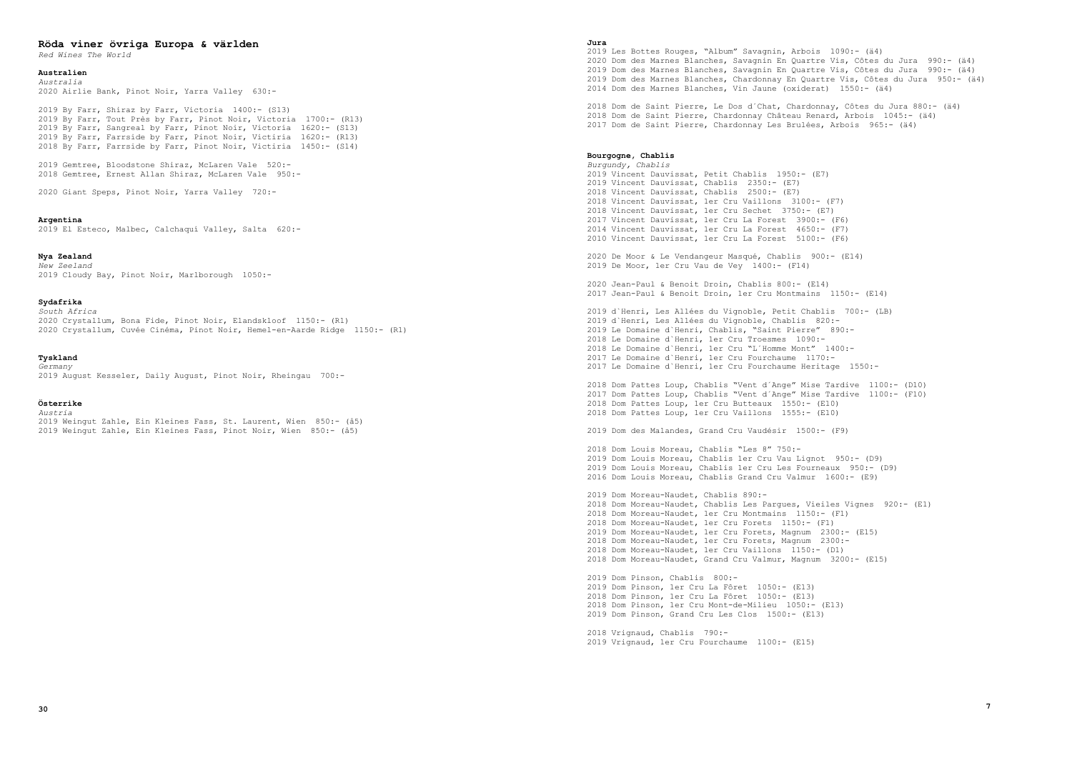## Röda viner övriga Europa & världen

*Red Wines The World*

### Australien

*Australia*

2020 Airlie Bank, Pinot Noir, Yarra Valley 630:-

2019 By Farr, Shiraz by Farr, Victoria 1400:- (S13)
2019 By Farr, Tout Près by Farr, Pinot Noir, Victoria 1700:- (R13)
2019 By Farr, Sangreal by Farr, Pinot Noir, Victoria 1620:- (S13)
2019 By Farr, Farrside by Farr, Pinot Noir, Victiria 1620:- (R13)
2018 By Farr, Farrside by Farr, Pinot Noir, Victiria 1450:- (S14)

2019 Gemtree, Bloodstone Shiraz, McLaren Vale 520:-
2018 Gemtree, Ernest Allan Shiraz, McLaren Vale 950:-

2020 Giant Speps, Pinot Noir, Yarra Valley 720:-

### Argentina

2019 El Esteco, Malbec, Calchaqui Valley, Salta 620:-

### Nya Zealand

*New Zeeland*

2019 Cloudy Bay, Pinot Noir, Marlborough 1050:-

### Sydafrika

*South Africa*

2020 Crystallum, Bona Fide, Pinot Noir, Elandskloof 1150:- (R1)
2020 Crystallum, Cuvée Cinéma, Pinot Noir, Hemel-en-Aarde Ridge 1150:- (R1)

### Tyskland

*Germany*

2019 August Kesseler, Daily August, Pinot Noir, Rheingau 700:-

### Österrike

*Austria*

2019 Weingut Zahle, Ein Kleines Fass, St. Laurent, Wien 850:- (å5)
2019 Weingut Zahle, Ein Kleines Fass, Pinot Noir, Wien 850:- (å5)

### Jura

2019 Les Bottes Rouges, "Album" Savagnin, Arbois 1090:- (ä4)
2020 Dom des Marnes Blanches, Savagnin En Quartre Vis, Côtes du Jura 990:- (ä4)
2019 Dom des Marnes Blanches, Savagnin En Quartre Vis, Côtes du Jura 990:- (ä4)
2019 Dom des Marnes Blanches, Chardonnay En Quartre Vis, Côtes du Jura 950:- (ä4)
2014 Dom des Marnes Blanches, Vin Jaune (oxiderat) 1550:- (ä4)

2018 Dom de Saint Pierre, Le Dos d´Chat, Chardonnay, Côtes du Jura 880:- (ä4)
2018 Dom de Saint Pierre, Chardonnay Château Renard, Arbois 1045:- (ä4)
2017 Dom de Saint Pierre, Chardonnay Les Brulées, Arbois 965:- (ä4)

### Bourgogne, Chablis

*Burgundy, Chablis*

2019 Vincent Dauvissat, Petit Chablis 1950:- (E7)
2019 Vincent Dauvissat, Chablis 2350:- (E7)
2018 Vincent Dauvissat, Chablis 2500:- (E7)
2018 Vincent Dauvissat, 1er Cru Vaillons 3100:- (F7)
2018 Vincent Dauvissat, 1er Cru Sechet 3750:- (E7)
2017 Vincent Dauvissat, 1er Cru La Forest 3900:- (F6)
2014 Vincent Dauvissat, 1er Cru La Forest 4650:- (F7)
2010 Vincent Dauvissat, 1er Cru La Forest 5100:- (F6)

2020 De Moor & Le Vendangeur Masqué, Chablis 900:- (E14)
2019 De Moor, 1er Cru Vau de Vey 1400:- (F14)

2020 Jean-Paul & Benoit Droin, Chablis 800:- (E14)
2017 Jean-Paul & Benoit Droin, 1er Cru Montmains 1150:- (E14)

2019 d`Henri, Les Allées du Vignoble, Petit Chablis 700:- (LB)
2019 d`Henri, Les Allées du Vignoble, Chablis 820:-
2019 Le Domaine d`Henri, Chablis, "Saint Pierre" 890:-
2018 Le Domaine d`Henri, 1er Cru Troesmes 1090:-
2018 Le Domaine d`Henri, 1er Cru "L´Homme Mont" 1400:-
2017 Le Domaine d`Henri, 1er Cru Fourchaume 1170:-
2017 Le Domaine d`Henri, 1er Cru Fourchaume Heritage 1550:-

2018 Dom Pattes Loup, Chablis "Vent d´Ange" Mise Tardive 1100:- (D10)
2017 Dom Pattes Loup, Chablis "Vent d´Ange" Mise Tardive 1100:- (F10)
2018 Dom Pattes Loup, 1er Cru Butteaux 1550:- (E10)
2018 Dom Pattes Loup, 1er Cru Vaillons 1555:- (E10)

2019 Dom des Malandes, Grand Cru Vaudésir 1500:- (F9)

2018 Dom Louis Moreau, Chablis "Les 8" 750:-
2019 Dom Louis Moreau, Chablis 1er Cru Vau Lignot 950:- (D9)
2019 Dom Louis Moreau, Chablis 1er Cru Les Fourneaux 950:- (D9)
2016 Dom Louis Moreau, Chablis Grand Cru Valmur 1600:- (E9)

2019 Dom Moreau-Naudet, Chablis 890:-
2018 Dom Moreau-Naudet, Chablis Les Pargues, Vieiles Vignes 920:- (E1)
2018 Dom Moreau-Naudet, 1er Cru Montmains 1150:- (F1)
2018 Dom Moreau-Naudet, 1er Cru Forets 1150:- (F1)
2019 Dom Moreau-Naudet, 1er Cru Forets, Magnum 2300:- (E15)
2018 Dom Moreau-Naudet, 1er Cru Forets, Magnum 2300:-
2018 Dom Moreau-Naudet, 1er Cru Vaillons 1150:- (D1)
2018 Dom Moreau-Naudet, Grand Cru Valmur, Magnum 3200:- (E15)

2019 Dom Pinson, Chablis 800:-
2019 Dom Pinson, 1er Cru La Fôret 1050:- (E13)
2018 Dom Pinson, 1er Cru La Fôret 1050:- (E13)
2018 Dom Pinson, 1er Cru Mont-de-Milieu 1050:- (E13)
2019 Dom Pinson, Grand Cru Les Clos 1500:- (E13)

2018 Vrignaud, Chablis 790:-
2019 Vrignaud, 1er Cru Fourchaume 1100:- (E15)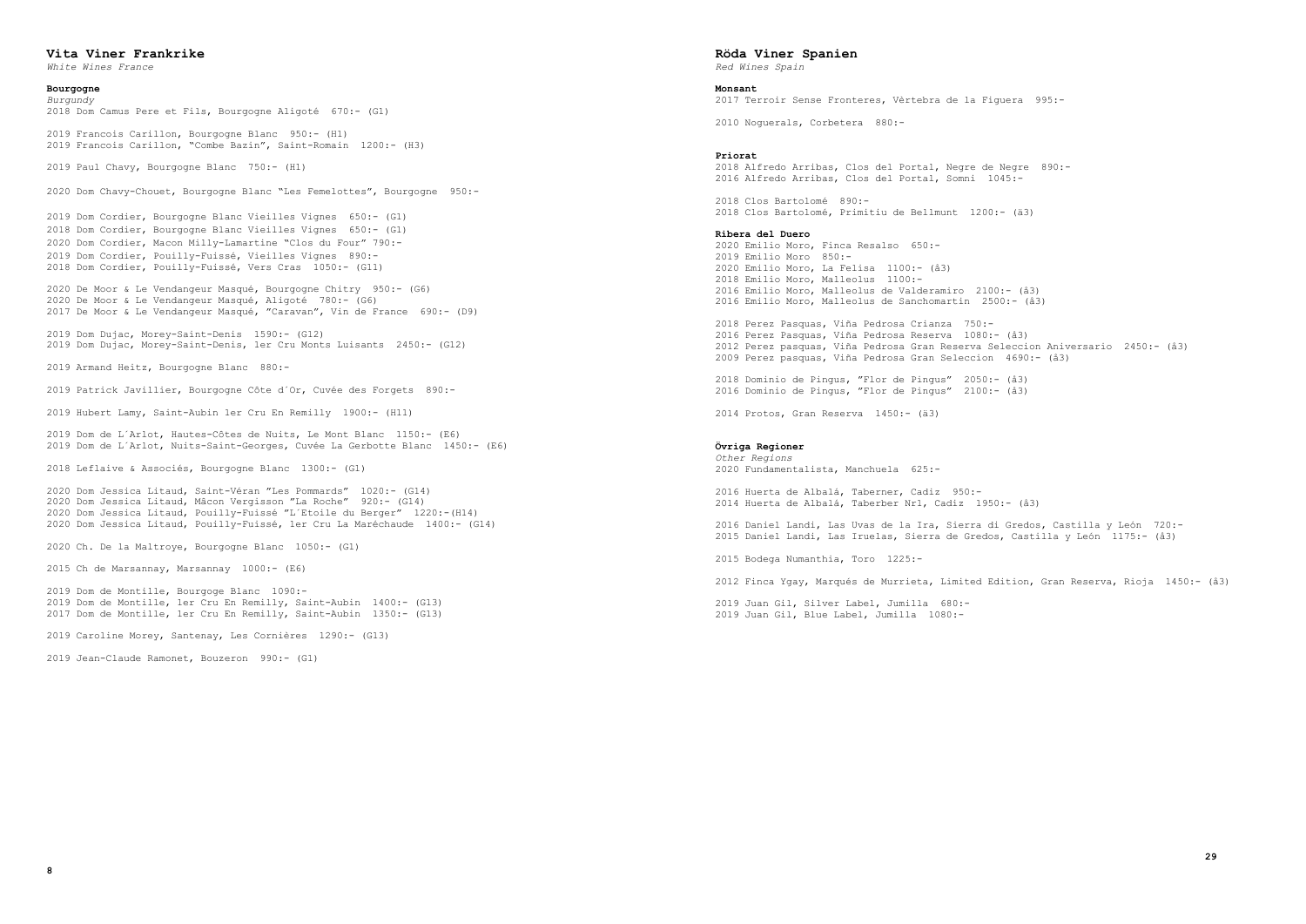## Vita Viner Frankrike

*White Wines France*

### Bourgogne

*Burgundy*

2018 Dom Camus Pere et Fils, Bourgogne Aligoté 670:- (G1)

2019 Francois Carillon, Bourgogne Blanc 950:- (H1)
2019 Francois Carillon, "Combe Bazin", Saint-Romain 1200:- (H3)

2019 Paul Chavy, Bourgogne Blanc 750:- (H1)

2020 Dom Chavy-Chouet, Bourgogne Blanc "Les Femelottes", Bourgogne 950:-

2019 Dom Cordier, Bourgogne Blanc Vieilles Vignes 650:- (G1)
2018 Dom Cordier, Bourgogne Blanc Vieilles Vignes 650:- (G1)
2020 Dom Cordier, Macon Milly-Lamartine "Clos du Four" 790:-
2019 Dom Cordier, Pouilly-Fuissé, Vieilles Vignes 890:-
2018 Dom Cordier, Pouilly-Fuissé, Vers Cras 1050:- (G11)

2020 De Moor & Le Vendangeur Masqué, Bourgogne Chitry 950:- (G6)
2020 De Moor & Le Vendangeur Masqué, Aligoté 780:- (G6)
2017 De Moor & Le Vendangeur Masqué, "Caravan", Vin de France 690:- (D9)

2019 Dom Dujac, Morey-Saint-Denis 1590:- (G12)
2019 Dom Dujac, Morey-Saint-Denis, 1er Cru Monts Luisants 2450:- (G12)

2019 Armand Heitz, Bourgogne Blanc 880:-

2019 Patrick Javillier, Bourgogne Côte d´Or, Cuvée des Forgets 890:-

2019 Hubert Lamy, Saint-Aubin 1er Cru En Remilly 1900:- (H11)

2019 Dom de L´Arlot, Hautes-Côtes de Nuits, Le Mont Blanc 1150:- (E6)
2019 Dom de L´Arlot, Nuits-Saint-Georges, Cuvée La Gerbotte Blanc 1450:- (E6)

2018 Leflaive & Associés, Bourgogne Blanc 1300:- (G1)

2020 Dom Jessica Litaud, Saint-Véran "Les Pommards" 1020:- (G14)
2020 Dom Jessica Litaud, Mâcon Vergisson "La Roche" 920:- (G14)
2020 Dom Jessica Litaud, Pouilly-Fuissé "L´Etoile du Berger" 1220:-(H14)
2020 Dom Jessica Litaud, Pouilly-Fuissé, 1er Cru La Maréchaude 1400:- (G14)

2020 Ch. De la Maltroye, Bourgogne Blanc 1050:- (G1)

2015 Ch de Marsannay, Marsannay 1000:- (E6)

2019 Dom de Montille, Bourgoge Blanc 1090:-
2019 Dom de Montille, 1er Cru En Remilly, Saint-Aubin 1400:- (G13)
2017 Dom de Montille, 1er Cru En Remilly, Saint-Aubin 1350:- (G13)

2019 Caroline Morey, Santenay, Les Cornières 1290:- (G13)

2019 Jean-Claude Ramonet, Bouzeron 990:- (G1)

## Röda Viner Spanien

*Red Wines Spain*

### Monsant

2017 Terroir Sense Fronteres, Vèrtebra de la Figuera 995:-

2010 Noguerals, Corbetera 880:-

### Priorat

2018 Alfredo Arribas, Clos del Portal, Negre de Negre 890:-
2016 Alfredo Arribas, Clos del Portal, Somni 1045:-

2018 Clos Bartolomé 890:-
2018 Clos Bartolomé, Primitiu de Bellmunt 1200:- (ä3)

### Ribera del Duero

2020 Emilio Moro, Finca Resalso 650:-
2019 Emilio Moro 850:-
2020 Emilio Moro, La Felisa 1100:- (å3)
2018 Emilio Moro, Malleolus 1100:-
2016 Emilio Moro, Malleolus de Valderamiro 2100:- (å3)
2016 Emilio Moro, Malleolus de Sanchomartin 2500:- (å3)

2018 Perez Pasquas, Viña Pedrosa Crianza 750:-
2016 Perez Pasquas, Viña Pedrosa Reserva 1080:- (å3)
2012 Perez pasquas, Viña Pedrosa Gran Reserva Seleccion Aniversario 2450:- (å3)
2009 Perez pasquas, Viña Pedrosa Gran Seleccion 4690:- (å3)

2018 Dominio de Pingus, "Flor de Pingus" 2050:- (å3)
2016 Dominio de Pingus, "Flor de Pingus" 2100:- (å3)

2014 Protos, Gran Reserva 1450:- (ä3)

### Övriga Regioner

*Other Regions*

2020 Fundamentalista, Manchuela 625:-

2016 Huerta de Albalá, Taberner, Cadiz 950:-
2014 Huerta de Albalá, Taberber Nr1, Cadiz 1950:- (å3)

2016 Daniel Landi, Las Uvas de la Ira, Sierra di Gredos, Castilla y León 720:-
2015 Daniel Landi, Las Iruelas, Sierra de Gredos, Castilla y León 1175:- (å3)

2015 Bodega Numanthia, Toro 1225:-

2012 Finca Ygay, Marqués de Murrieta, Limited Edition, Gran Reserva, Rioja 1450:- (å3)

2019 Juan Gil, Silver Label, Jumilla 680:-
2019 Juan Gil, Blue Label, Jumilla 1080:-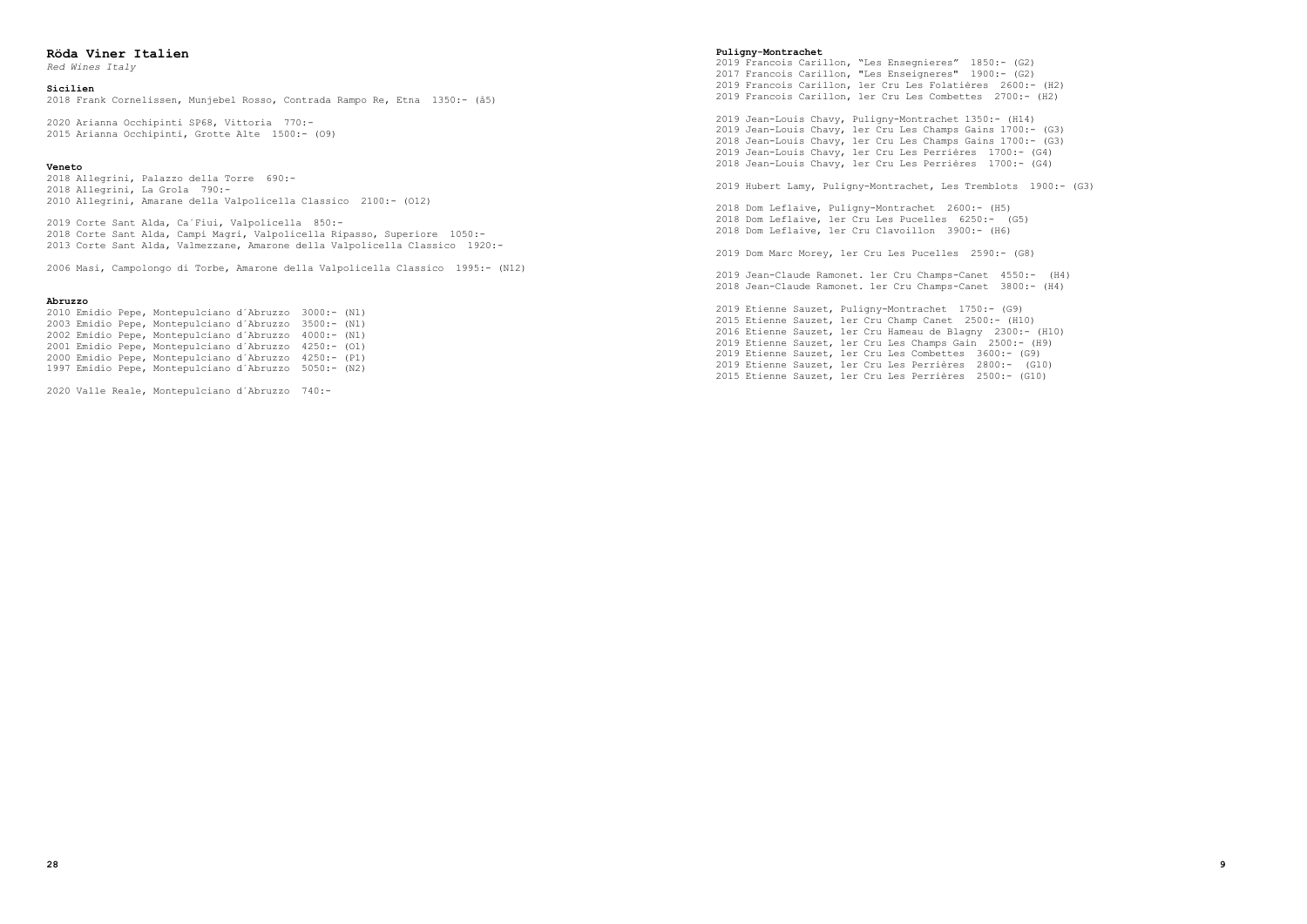## Röda Viner Italien

*Red Wines Italy*

### Sicilien

2018 Frank Cornelissen, Munjebel Rosso, Contrada Rampo Re, Etna 1350:- (å5)

2020 Arianna Occhipinti SP68, Vittoria 770:-
2015 Arianna Occhipinti, Grotte Alte 1500:- (O9)

### Veneto

2018 Allegrini, Palazzo della Torre 690:-
2018 Allegrini, La Grola 790:-
2010 Allegrini, Amarane della Valpolicella Classico 2100:- (O12)

2019 Corte Sant Alda, Ca´Fiui, Valpolicella 850:-
2018 Corte Sant Alda, Campi Magri, Valpolicella Ripasso, Superiore 1050:-
2013 Corte Sant Alda, Valmezzane, Amarone della Valpolicella Classico 1920:-

2006 Masi, Campolongo di Torbe, Amarone della Valpolicella Classico 1995:- (N12)

### Abruzzo

2010 Emidio Pepe, Montepulciano d´Abruzzo 3000:- (N1)
2003 Emidio Pepe, Montepulciano d´Abruzzo 3500:- (N1)
2002 Emidio Pepe, Montepulciano d´Abruzzo 4000:- (N1)
2001 Emidio Pepe, Montepulciano d´Abruzzo 4250:- (O1)
2000 Emidio Pepe, Montepulciano d´Abruzzo 4250:- (P1)
1997 Emidio Pepe, Montepulciano d´Abruzzo 5050:- (N2)

2020 Valle Reale, Montepulciano d´Abruzzo 740:-

### Puligny-Montrachet

2019 Francois Carillon, "Les Ensegnieres" 1850:- (G2)
2017 Francois Carillon, "Les Enseigneres" 1900:- (G2)
2019 Francois Carillon, 1er Cru Les Folatières 2600:- (H2)
2019 Francois Carillon, 1er Cru Les Combettes 2700:- (H2)

2019 Jean-Louis Chavy, Puligny-Montrachet 1350:- (H14)
2019 Jean-Louis Chavy, 1er Cru Les Champs Gains 1700:- (G3)
2018 Jean-Louis Chavy, 1er Cru Les Champs Gains 1700:- (G3)
2019 Jean-Louis Chavy, 1er Cru Les Perrières 1700:- (G4)
2018 Jean-Louis Chavy, 1er Cru Les Perrières 1700:- (G4)

2019 Hubert Lamy, Puligny-Montrachet, Les Tremblots 1900:- (G3)

2018 Dom Leflaive, Puligny-Montrachet 2600:- (H5)
2018 Dom Leflaive, 1er Cru Les Pucelles 6250:- (G5)
2018 Dom Leflaive, 1er Cru Clavoillon 3900:- (H6)

2019 Dom Marc Morey, 1er Cru Les Pucelles 2590:- (G8)

2019 Jean-Claude Ramonet. 1er Cru Champs-Canet 4550:- (H4)
2018 Jean-Claude Ramonet. 1er Cru Champs-Canet 3800:- (H4)

2019 Etienne Sauzet, Puligny-Montrachet 1750:- (G9)
2015 Etienne Sauzet, 1er Cru Champ Canet 2500:- (H10)
2016 Etienne Sauzet, 1er Cru Hameau de Blagny 2300:- (H10)
2019 Etienne Sauzet, 1er Cru Les Champs Gain 2500:- (H9)
2019 Etienne Sauzet, 1er Cru Les Combettes 3600:- (G9)
2019 Etienne Sauzet, 1er Cru Les Perrières 2800:- (G10)
2015 Etienne Sauzet, 1er Cru Les Perrières 2500:- (G10)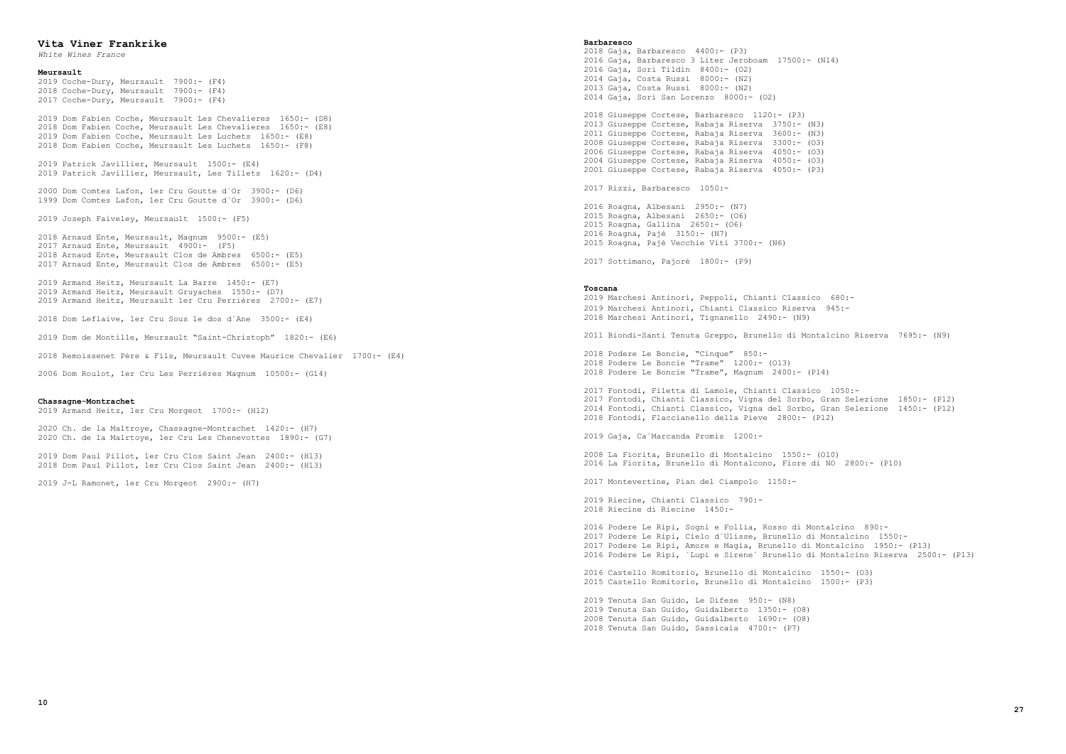## Vita Viner Frankrike

*White Wines France*

### Meursault

2019 Coche-Dury, Meursault 7900:- (F4)
2018 Coche-Dury, Meursault 7900:- (F4)
2017 Coche-Dury, Meursault 7900:- (F4)

2019 Dom Fabien Coche, Meursault Les Chevalieres 1650:- (D8)
2018 Dom Fabien Coche, Meursault Les Chevalieres 1650:- (E8)
2019 Dom Fabien Coche, Meursault Les Luchets 1650:- (E8)
2018 Dom Fabien Coche, Meursault Les Luchets 1650:- (F8)

2019 Patrick Javillier, Meursault 1500:- (E4)
2019 Patrick Javillier, Meursault, Les Tillets 1620:- (D4)

2000 Dom Comtes Lafon, 1er Cru Goutte d´Or 3900:- (D6)
1999 Dom Comtes Lafon, 1er Cru Goutte d´Or 3900:- (D6)

2019 Joseph Faiveley, Meursault 1500:- (F5)

2018 Arnaud Ente, Meursault, Magnum 9500:- (E5)
2017 Arnaud Ente, Meursault 4900:- (F5)
2018 Arnaud Ente, Meursault Clos de Ambres 6500:- (E5)
2017 Arnaud Ente, Meursault Clos de Ambres 6500:- (E5)

2019 Armand Heitz, Meursault La Barre 1450:- (E7)
2019 Armand Heitz, Meursault Gruyaches 1550:- (D7)
2019 Armand Heitz, Meursault 1er Cru Perrières 2700:- (E7)

2018 Dom Leflaive, 1er Cru Sous le dos d´Ane 3500:- (E4)

2019 Dom de Montille, Meursault "Saint-Christoph" 1820:- (E6)

2018 Remoissenet Père & Fils, Meursault Cuvee Maurice Chevalier 1700:- (E4)

2006 Dom Roulot, 1er Cru Les Perrières Magnum 10500:- (G14)

### Chassagne-Montrachet

2019 Armand Heitz, 1er Cru Morgeot 1700:- (H12)

2020 Ch. de la Maltroye, Chassagne-Montrachet 1420:- (H7)
2020 Ch. de la Malrtoye, 1er Cru Les Chenevottes 1890:- (G7)

2019 Dom Paul Pillot, 1er Cru Clos Saint Jean 2400:- (H13)
2018 Dom Paul Pillot, 1er Cru Clos Saint Jean 2400:- (H13)

2019 J-L Ramonet, 1er Cru Morgeot 2900:- (H7)

### Barbaresco

2018 Gaja, Barbaresco 4400:- (P3)
2016 Gaja, Barbaresco 3 Liter Jeroboam 17500:- (N14)
2016 Gaja, Sori Tildin 8400:- (O2)
2014 Gaja, Costa Russi 8000:- (N2)
2013 Gaja, Costa Russi 8000:- (N2)
2014 Gaja, Sori San Lorenzo 8000:- (O2)

2018 Giuseppe Cortese, Barbaresco 1120:- (P3)
2013 Giuseppe Cortese, Rabaja Riserva 3750:- (N3)
2011 Giuseppe Cortese, Rabaja Riserva 3600:- (N3)
2008 Giuseppe Cortese, Rabaja Riserva 3300:- (O3)
2006 Giuseppe Cortese, Rabaja Riserva 4050:- (O3)
2004 Giuseppe Cortese, Rabaja Riserva 4050:- (O3)
2001 Giuseppe Cortese, Rabaja Riserva 4050:- (P3)

2017 Rizzi, Barbaresco 1050:-

2016 Roagna, Albesani 2950:- (N7)
2015 Roagna, Albesani 2650:- (O6)
2015 Roagna, Gallina 2650:- (O6)
2016 Roagna, Pajé 3150:- (N7)
2015 Roagna, Pajé Vecchie Viti 3700:- (N6)

2017 Sottimano, Pajoré 1800:- (P9)

### Toscana

2019 Marchesi Antinori, Peppoli, Chianti Classico 680:-
2019 Marchesi Antinori, Chianti Classico Riserva 945:-
2018 Marchesi Antinori, Tignanello 2490:- (N9)

2011 Biondi-Santi Tenuta Greppo, Brunello di Montalcino Riserva 7695:- (N9)

2018 Podere Le Boncie, "Cinque" 850:-
2018 Podere Le Boncie "Trame" 1200:- (O13)
2018 Podere Le Boncie "Trame", Magnum 2400:- (P14)

2017 Fontodi, Filetta di Lamole, Chianti Classico 1050:-
2017 Fontodi, Chianti Classico, Vigna del Sorbo, Gran Selezione 1850:- (P12)
2014 Fontodi, Chianti Classico, Vigna del Sorbo, Gran Selezione 1450:- (P12)
2018 Fontodi, Flaccianello della Pieve 2800:- (P12)

2019 Gaja, Ca´Marcanda Promis 1200:-

2008 La Fiorita, Brunello di Montalcino 1550:- (O10)
2016 La Fiorita, Brunello di Montalcono, Fiore di NO 2800:- (P10)

2017 Montevertine, Pian del Ciampolo 1150:-

2019 Riecine, Chianti Classico 790:-
2018 Riecine di Riecine 1450:-

2016 Podere Le Ripi, Sogni e Follia, Rosso di Montalcino 890:-
2017 Podere Le Ripi, Cielo d´Ulisse, Brunello di Montalcino 1550:-
2017 Podere Le Ripi, Amore e Magia, Brunello di Montalcino 1950:- (P13)
2016 Podere Le Ripi, `Lupi e Sirene` Brunello di Montalcino Riserva 2500:- (P13)

2016 Castello Romitorio, Brunello di Montalcino 1550:- (O3)
2015 Castello Romitorio, Brunello di Montalcino 1500:- (P3)

2019 Tenuta San Guido, Le Difese 950:- (N8)
2019 Tenuta San Guido, Guidalberto 1350:- (O8)
2008 Tenuta San Guido, Guidalberto 1690:- (O8)
2018 Tenuta San Guido, Sassicaia 4700:- (P7)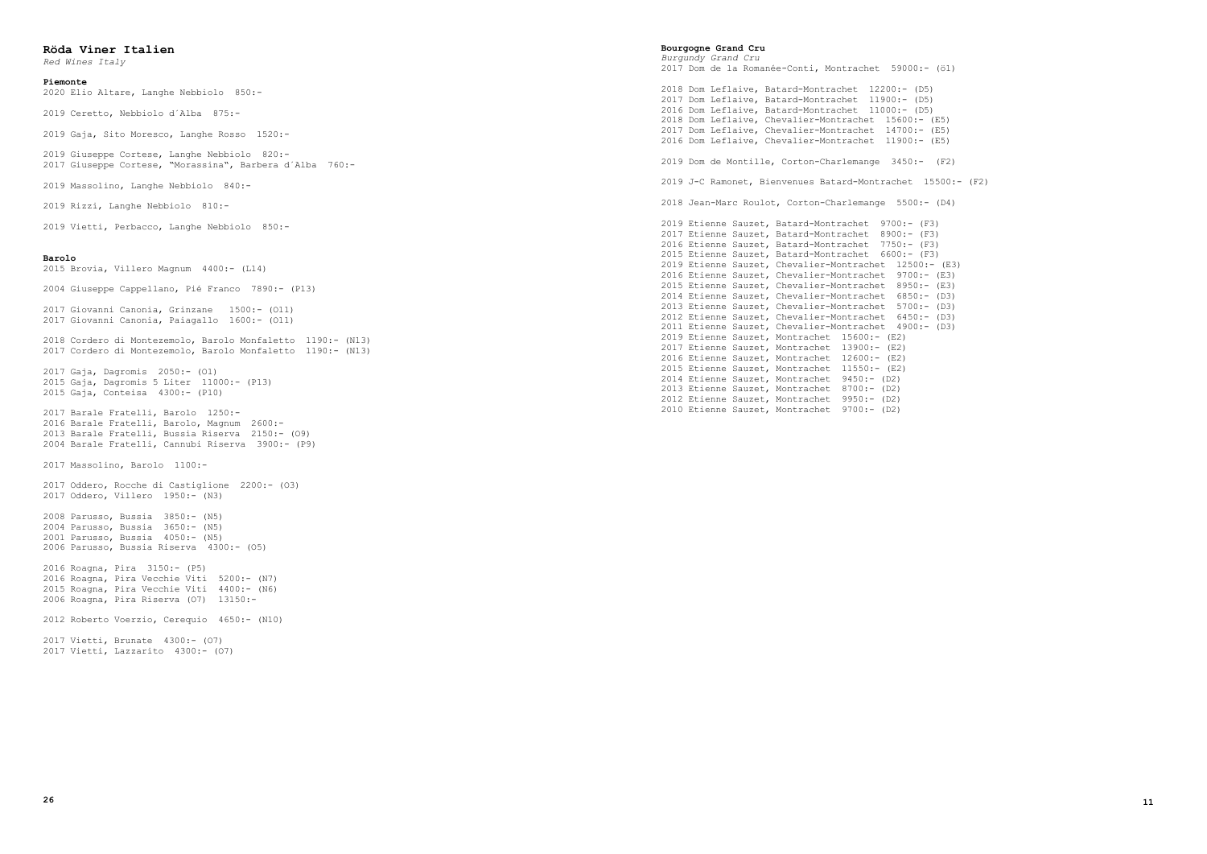## Röda Viner Italien

*Red Wines Italy*

### Piemonte

2020 Elio Altare, Langhe Nebbiolo  850:-

2019 Ceretto, Nebbiolo d´Alba  875:-

2019 Gaja, Sito Moresco, Langhe Rosso  1520:-

2019 Giuseppe Cortese, Langhe Nebbiolo  820:-
2017 Giuseppe Cortese, "Morassina", Barbera d´Alba  760:-

2019 Massolino, Langhe Nebbiolo  840:-

2019 Rizzi, Langhe Nebbiolo  810:-

2019 Vietti, Perbacco, Langhe Nebbiolo  850:-

### Barolo

2015 Brovia, Villero Magnum  4400:- (L14)

2004 Giuseppe Cappellano, Pié Franco  7890:- (P13)

2017 Giovanni Canonia, Grinzane  1500:- (O11)
2017 Giovanni Canonia, Paiagallo  1600:- (O11)

2018 Cordero di Montezemolo, Barolo Monfaletto  1190:- (N13)
2017 Cordero di Montezemolo, Barolo Monfaletto  1190:- (N13)

2017 Gaja, Dagromis  2050:- (O1)
2015 Gaja, Dagromis 5 Liter  11000:- (P13)
2015 Gaja, Conteisa  4300:- (P10)

2017 Barale Fratelli, Barolo  1250:-
2016 Barale Fratelli, Barolo, Magnum  2600:-
2013 Barale Fratelli, Bussia Riserva  2150:- (O9)
2004 Barale Fratelli, Cannubi Riserva  3900:- (P9)

2017 Massolino, Barolo  1100:-

2017 Oddero, Rocche di Castiglione  2200:- (O3)
2017 Oddero, Villero  1950:- (N3)

2008 Parusso, Bussia  3850:- (N5)
2004 Parusso, Bussia  3650:- (N5)
2001 Parusso, Bussia  4050:- (N5)
2006 Parusso, Bussia Riserva  4300:- (O5)

2016 Roagna, Pira  3150:- (P5)
2016 Roagna, Pira Vecchie Viti  5200:- (N7)
2015 Roagna, Pira Vecchie Viti  4400:- (N6)
2006 Roagna, Pira Riserva (O7)  13150:-

2012 Roberto Voerzio, Cerequio  4650:- (N10)

2017 Vietti, Brunate  4300:- (O7)
2017 Vietti, Lazzarito  4300:- (O7)

### Bourgogne Grand Cru

*Burgundy Grand Cru*

2017 Dom de la Romanée-Conti, Montrachet  59000:- (ö1)

2018 Dom Leflaive, Batard-Montrachet  12200:- (D5)
2017 Dom Leflaive, Batard-Montrachet  11900:- (D5)
2016 Dom Leflaive, Batard-Montrachet  11000:- (D5)
2018 Dom Leflaive, Chevalier-Montrachet  15600:- (E5)
2017 Dom Leflaive, Chevalier-Montrachet  14700:- (E5)
2016 Dom Leflaive, Chevalier-Montrachet  11900:- (E5)

2019 Dom de Montille, Corton-Charlemange  3450:-  (F2)

2019 J-C Ramonet, Bienvenues Batard-Montrachet  15500:- (F2)

2018 Jean-Marc Roulot, Corton-Charlemange  5500:- (D4)

2019 Etienne Sauzet, Batard-Montrachet  9700:- (F3)
2017 Etienne Sauzet, Batard-Montrachet  8900:- (F3)
2016 Etienne Sauzet, Batard-Montrachet  7750:- (F3)
2015 Etienne Sauzet, Batard-Montrachet  6600:- (F3)
2019 Etienne Sauzet, Chevalier-Montrachet  12500:- (E3)
2016 Etienne Sauzet, Chevalier-Montrachet  9700:- (E3)
2015 Etienne Sauzet, Chevalier-Montrachet  8950:- (E3)
2014 Etienne Sauzet, Chevalier-Montrachet  6850:- (D3)
2013 Etienne Sauzet, Chevalier-Montrachet  5700:- (D3)
2012 Etienne Sauzet, Chevalier-Montrachet  6450:- (D3)
2011 Etienne Sauzet, Chevalier-Montrachet  4900:- (D3)
2019 Etienne Sauzet, Montrachet  15600:- (E2)
2017 Etienne Sauzet, Montrachet  13900:- (E2)
2016 Etienne Sauzet, Montrachet  12600:- (E2)
2015 Etienne Sauzet, Montrachet  11550:- (E2)
2014 Etienne Sauzet, Montrachet  9450:- (D2)
2013 Etienne Sauzet, Montrachet  8700:- (D2)
2012 Etienne Sauzet, Montrachet  9950:- (D2)
2010 Etienne Sauzet, Montrachet  9700:- (D2)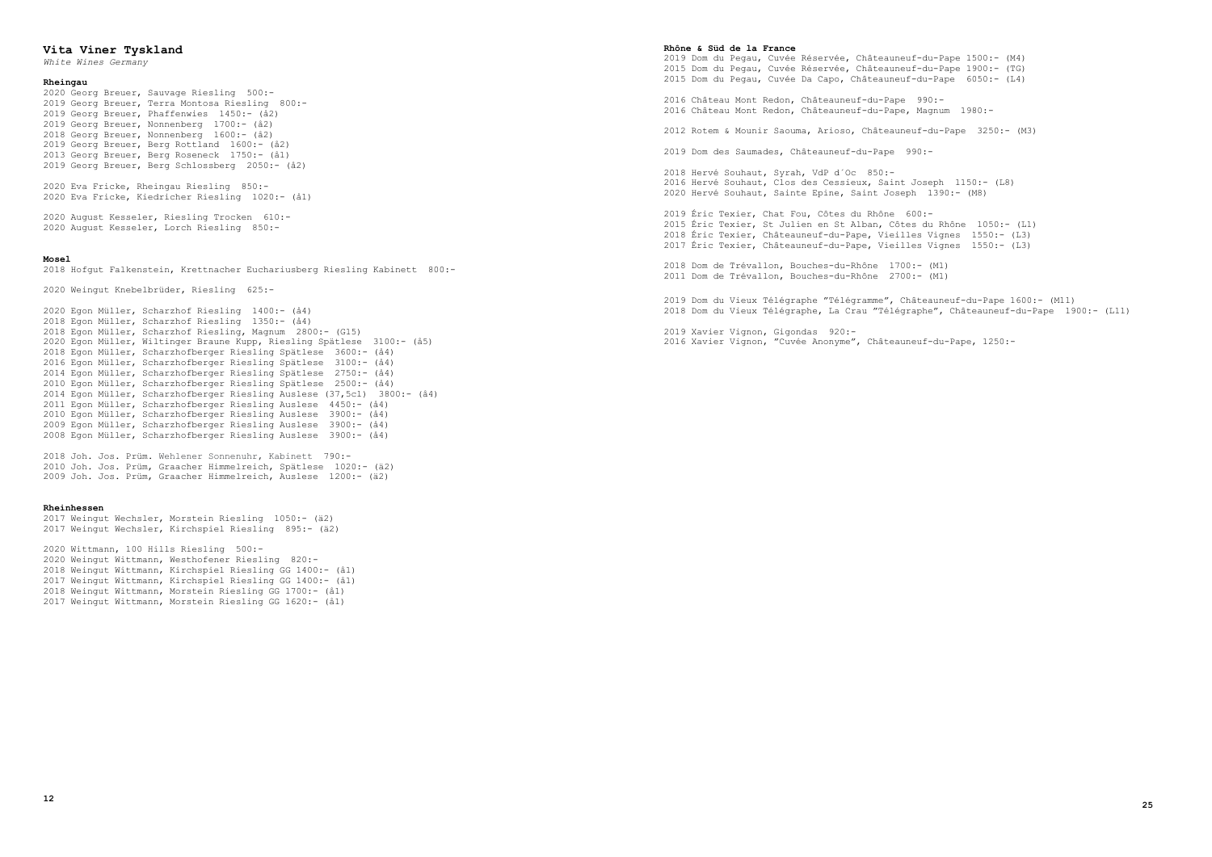## Vita Viner Tyskland

*White Wines Germany*

### Rheingau

2020 Georg Breuer, Sauvage Riesling 500:-
2019 Georg Breuer, Terra Montosa Riesling 800:-
2019 Georg Breuer, Phaffenwies 1450:- (å2)
2019 Georg Breuer, Nonnenberg 1700:- (å2)
2018 Georg Breuer, Nonnenberg 1600:- (å2)
2019 Georg Breuer, Berg Rottland 1600:- (å2)
2013 Georg Breuer, Berg Roseneck 1750:- (å1)
2019 Georg Breuer, Berg Schlossberg 2050:- (å2)

2020 Eva Fricke, Rheingau Riesling 850:-
2020 Eva Fricke, Kiedricher Riesling 1020:- (å1)

2020 August Kesseler, Riesling Trocken 610:-
2020 August Kesseler, Lorch Riesling 850:-

### Mosel

2018 Hofgut Falkenstein, Krettnacher Euchariusberg Riesling Kabinett 800:-

2020 Weingut Knebelbrüder, Riesling 625:-

2020 Egon Müller, Scharzhof Riesling 1400:- (å4)
2018 Egon Müller, Scharzhof Riesling 1350:- (å4)
2018 Egon Müller, Scharzhof Riesling, Magnum 2800:- (G15)
2020 Egon Müller, Wiltinger Braune Kupp, Riesling Spätlese 3100:- (å5)
2018 Egon Müller, Scharzhofberger Riesling Spätlese 3600:- (å4)
2016 Egon Müller, Scharzhofberger Riesling Spätlese 3100:- (å4)
2014 Egon Müller, Scharzhofberger Riesling Spätlese 2750:- (å4)
2010 Egon Müller, Scharzhofberger Riesling Spätlese 2500:- (å4)
2014 Egon Müller, Scharzhofberger Riesling Auslese (37,5cl) 3800:- (å4)
2011 Egon Müller, Scharzhofberger Riesling Auslese 4450:- (å4)
2010 Egon Müller, Scharzhofberger Riesling Auslese 3900:- (å4)
2009 Egon Müller, Scharzhofberger Riesling Auslese 3900:- (å4)
2008 Egon Müller, Scharzhofberger Riesling Auslese 3900:- (å4)

2018 Joh. Jos. Prüm. Wehlener Sonnenuhr, Kabinett 790:-
2010 Joh. Jos. Prüm, Graacher Himmelreich, Spätlese 1020:- (ä2)
2009 Joh. Jos. Prüm, Graacher Himmelreich, Auslese 1200:- (ä2)

### Rheinhessen

2017 Weingut Wechsler, Morstein Riesling 1050:- (ä2)
2017 Weingut Wechsler, Kirchspiel Riesling 895:- (ä2)

2020 Wittmann, 100 Hills Riesling 500:-
2020 Weingut Wittmann, Westhofener Riesling 820:-
2018 Weingut Wittmann, Kirchspiel Riesling GG 1400:- (å1)
2017 Weingut Wittmann, Kirchspiel Riesling GG 1400:- (å1)
2018 Weingut Wittmann, Morstein Riesling GG 1700:- (å1)
2017 Weingut Wittmann, Morstein Riesling GG 1620:- (å1)

### Rhône & Süd de la France

2019 Dom du Pegau, Cuvée Réservée, Châteauneuf-du-Pape 1500:- (M4)
2015 Dom du Pegau, Cuvée Réservée, Châteauneuf-du-Pape 1900:- (TG)
2015 Dom du Pegau, Cuvée Da Capo, Châteauneuf-du-Pape 6050:- (L4)

2016 Château Mont Redon, Châteauneuf-du-Pape 990:-
2016 Château Mont Redon, Châteauneuf-du-Pape, Magnum 1980:-

2012 Rotem & Mounir Saouma, Arioso, Châteauneuf-du-Pape 3250:- (M3)

2019 Dom des Saumades, Châteauneuf-du-Pape 990:-

2018 Hervé Souhaut, Syrah, VdP d´Oc 850:-
2016 Hervé Souhaut, Clos des Cessieux, Saint Joseph 1150:- (L8)
2020 Hervé Souhaut, Sainte Epine, Saint Joseph 1390:- (M8)

2019 Éric Texier, Chat Fou, Côtes du Rhône 600:-
2015 Éric Texier, St Julien en St Alban, Côtes du Rhône 1050:- (L1)
2018 Éric Texier, Châteauneuf-du-Pape, Vieilles Vignes 1550:- (L3)
2017 Éric Texier, Châteauneuf-du-Pape, Vieilles Vignes 1550:- (L3)

2018 Dom de Trévallon, Bouches-du-Rhône 1700:- (M1)
2011 Dom de Trévallon, Bouches-du-Rhône 2700:- (M1)

2019 Dom du Vieux Télégraphe "Télégramme", Châteauneuf-du-Pape 1600:- (M11)
2018 Dom du Vieux Télégraphe, La Crau "Télégraphe", Châteauneuf-du-Pape 1900:- (L11)

2019 Xavier Vignon, Gigondas 920:-
2016 Xavier Vignon, "Cuvée Anonyme", Châteauneuf-du-Pape, 1250:-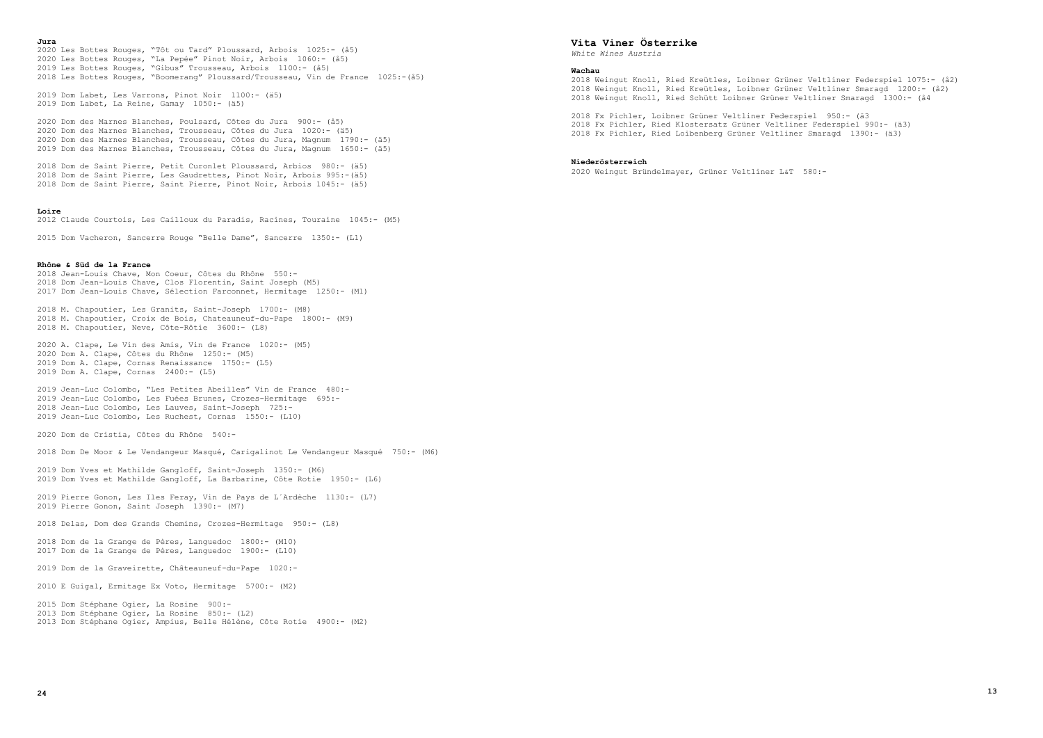**Jura**

2020 Les Bottes Rouges, "Tôt ou Tard" Ploussard, Arbois 1025:- (å5)
2020 Les Bottes Rouges, "La Pepée" Pinot Noir, Arbois 1060:- (å5)
2019 Les Bottes Rouges, "Gibus" Trousseau, Arbois 1100:- (å5)
2018 Les Bottes Rouges, "Boomerang" Ploussard/Trousseau, Vin de France 1025:-(å5)

2019 Dom Labet, Les Varrons, Pinot Noir 1100:- (ä5)
2019 Dom Labet, La Reine, Gamay 1050:- (ä5)

2020 Dom des Marnes Blanches, Poulsard, Côtes du Jura 900:- (å5)
2020 Dom des Marnes Blanches, Trousseau, Côtes du Jura 1020:- (ä5)
2020 Dom des Marnes Blanches, Trousseau, Côtes du Jura, Magnum 1790:- (ä5)
2019 Dom des Marnes Blanches, Trousseau, Côtes du Jura, Magnum 1650:- (ä5)

2018 Dom de Saint Pierre, Petit Curonlet Ploussard, Arbios 980:- (ä5)
2018 Dom de Saint Pierre, Les Gaudrettes, Pinot Noir, Arbois 995:-(ä5)
2018 Dom de Saint Pierre, Saint Pierre, Pinot Noir, Arbois 1045:- (ä5)

**Loire**

2012 Claude Courtois, Les Cailloux du Paradis, Racines, Touraine 1045:- (M5)

2015 Dom Vacheron, Sancerre Rouge "Belle Dame", Sancerre 1350:- (L1)

**Rhône & Süd de la France**

2018 Jean-Louis Chave, Mon Coeur, Côtes du Rhône 550:-
2018 Dom Jean-Louis Chave, Clos Florentin, Saint Joseph (M5)
2017 Dom Jean-Louis Chave, Sélection Farconnet, Hermitage 1250:- (M1)

2018 M. Chapoutier, Les Granits, Saint-Joseph 1700:- (M8)
2018 M. Chapoutier, Croix de Bois, Chateauneuf-du-Pape 1800:- (M9)
2018 M. Chapoutier, Neve, Côte-Rôtie 3600:- (L8)

2020 A. Clape, Le Vin des Amis, Vin de France 1020:- (M5)
2020 Dom A. Clape, Côtes du Rhône 1250:- (M5)
2019 Dom A. Clape, Cornas Renaissance 1750:- (L5)
2019 Dom A. Clape, Cornas 2400:- (L5)

2019 Jean-Luc Colombo, "Les Petites Abeilles" Vin de France 480:-
2019 Jean-Luc Colombo, Les Fuées Brunes, Crozes-Hermitage 695:-
2018 Jean-Luc Colombo, Les Lauves, Saint-Joseph 725:-
2019 Jean-Luc Colombo, Les Ruchest, Cornas 1550:- (L10)

2020 Dom de Cristia, Côtes du Rhône 540:-

2018 Dom De Moor & Le Vendangeur Masqué, Carigalinot Le Vendangeur Masqué 750:- (M6)

2019 Dom Yves et Mathilde Gangloff, Saint-Joseph 1350:- (M6)
2019 Dom Yves et Mathilde Gangloff, La Barbarine, Côte Rotie 1950:- (L6)

2019 Pierre Gonon, Les Iles Feray, Vin de Pays de L´Ardèche 1130:- (L7)
2019 Pierre Gonon, Saint Joseph 1390:- (M7)

2018 Delas, Dom des Grands Chemins, Crozes-Hermitage 950:- (L8)

2018 Dom de la Grange de Pères, Languedoc 1800:- (M10)
2017 Dom de la Grange de Pères, Languedoc 1900:- (L10)

2019 Dom de la Graveirette, Châteauneuf-du-Pape 1020:-

2010 E Guigal, Ermitage Ex Voto, Hermitage 5700:- (M2)

2015 Dom Stéphane Ogier, La Rosine 900:-
2013 Dom Stéphane Ogier, La Rosine 850:- (L2)
2013 Dom Stéphane Ogier, Ampius, Belle Hélène, Côte Rotie 4900:- (M2)

# Vita Viner Österrike

*White Wines Austria*

**Wachau**

2018 Weingut Knoll, Ried Kreütles, Loibner Grüner Veltliner Federspiel 1075:- (å2)
2018 Weingut Knoll, Ried Kreütles, Loibner Grüner Veltliner Smaragd 1200:- (å2)
2018 Weingut Knoll, Ried Schütt Loibner Grüner Veltliner Smaragd 1300:- (å4

2018 Fx Pichler, Loibner Grüner Veltliner Federspiel 950:- (ä3
2018 Fx Pichler, Ried Klostersatz Grüner Veltliner Federspiel 990:- (ä3)
2018 Fx Pichler, Ried Loibenberg Grüner Veltliner Smaragd 1390:- (ä3)

**Niederösterreich**

2020 Weingut Bründelmayer, Grüner Veltliner L&T 580:-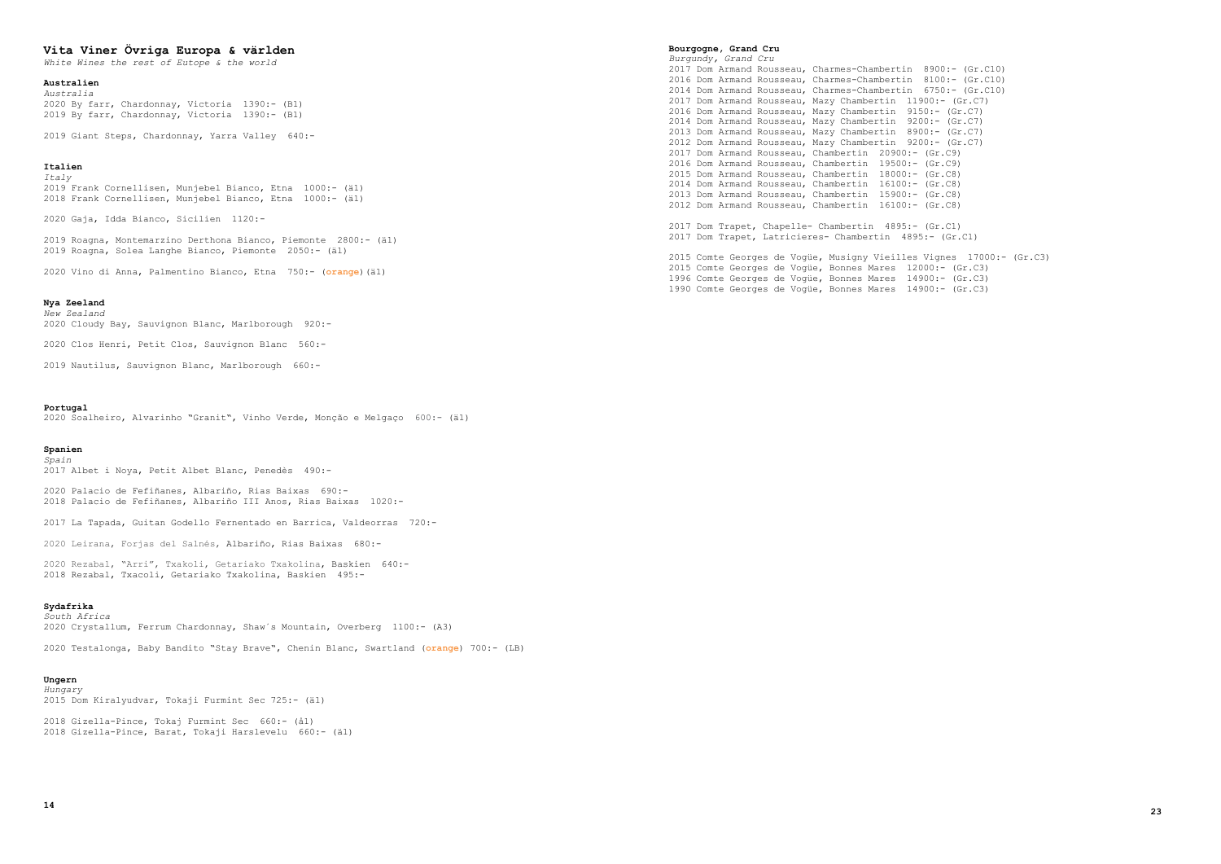## Vita Viner Övriga Europa & världen

*White Wines the rest of Eutope & the world*

### Australien

*Australia*

2020 By farr, Chardonnay, Victoria 1390:- (B1)
2019 By farr, Chardonnay, Victoria 1390:- (B1)

2019 Giant Steps, Chardonnay, Yarra Valley 640:-

### Italien

*Italy*

2019 Frank Cornellisen, Munjebel Bianco, Etna 1000:- (ä1)
2018 Frank Cornellisen, Munjebel Bianco, Etna 1000:- (ä1)

2020 Gaja, Idda Bianco, Sicilien 1120:-

2019 Roagna, Montemarzino Derthona Bianco, Piemonte 2800:- (ä1)
2019 Roagna, Solea Langhe Bianco, Piemonte 2050:- (ä1)

2020 Vino di Anna, Palmentino Bianco, Etna 750:- (orange)(ä1)

### Nya Zeeland

*New Zealand*

2020 Cloudy Bay, Sauvignon Blanc, Marlborough 920:-

2020 Clos Henri, Petit Clos, Sauvignon Blanc 560:-

2019 Nautilus, Sauvignon Blanc, Marlborough 660:-

### Portugal

2020 Soalheiro, Alvarinho "Granit", Vinho Verde, Monção e Melgaço 600:- (ä1)

### Spanien

*Spain*

2017 Albet i Noya, Petit Albet Blanc, Penedès 490:-

2020 Palacio de Fefiñanes, Albariño, Rias Baixas 690:-
2018 Palacio de Fefiñanes, Albariño III Anos, Rias Baixas 1020:-

2017 La Tapada, Guitan Godello Fernentado en Barrica, Valdeorras 720:-

2020 Leirana, Forjas del Salnés, Albariño, Rias Baixas 680:-

2020 Rezabal, "Arri", Txakoli, Getariako Txakolina, Baskien 640:-
2018 Rezabal, Txacoli, Getariako Txakolina, Baskien 495:-

### Sydafrika

*South Africa*

2020 Crystallum, Ferrum Chardonnay, Shaw´s Mountain, Overberg 1100:- (A3)

2020 Testalonga, Baby Bandito "Stay Brave", Chenin Blanc, Swartland (orange) 700:- (LB)

### Ungern

*Hungary*

2015 Dom Kiralyudvar, Tokaji Furmint Sec 725:- (ä1)

2018 Gizella-Pince, Tokaj Furmint Sec 660:- (å1)
2018 Gizella-Pince, Barat, Tokaji Harslevelu 660:- (ä1)

### Bourgogne, Grand Cru

*Burgundy, Grand Cru*

2017 Dom Armand Rousseau, Charmes-Chambertin 8900:- (Gr.C10)
2016 Dom Armand Rousseau, Charmes-Chambertin 8100:- (Gr.C10)
2014 Dom Armand Rousseau, Charmes-Chambertin 6750:- (Gr.C10)
2017 Dom Armand Rousseau, Mazy Chambertin 11900:- (Gr.C7)
2016 Dom Armand Rousseau, Mazy Chambertin 9150:- (Gr.C7)
2014 Dom Armand Rousseau, Mazy Chambertin 9200:- (Gr.C7)
2013 Dom Armand Rousseau, Mazy Chambertin 8900:- (Gr.C7)
2012 Dom Armand Rousseau, Mazy Chambertin 9200:- (Gr.C7)
2017 Dom Armand Rousseau, Chambertin 20900:- (Gr.C9)
2016 Dom Armand Rousseau, Chambertin 19500:- (Gr.C9)
2015 Dom Armand Rousseau, Chambertin 18000:- (Gr.C8)
2014 Dom Armand Rousseau, Chambertin 16100:- (Gr.C8)
2013 Dom Armand Rousseau, Chambertin 15900:- (Gr.C8)
2012 Dom Armand Rousseau, Chambertin 16100:- (Gr.C8)

2017 Dom Trapet, Chapelle- Chambertin 4895:- (Gr.C1)
2017 Dom Trapet, Latricieres- Chambertin 4895:- (Gr.C1)

2015 Comte Georges de Vogüe, Musigny Vieilles Vignes 17000:- (Gr.C3)
2015 Comte Georges de Vogüe, Bonnes Mares 12000:- (Gr.C3)
1996 Comte Georges de Vogüe, Bonnes Mares 14900:- (Gr.C3)
1990 Comte Georges de Vogüe, Bonnes Mares 14900:- (Gr.C3)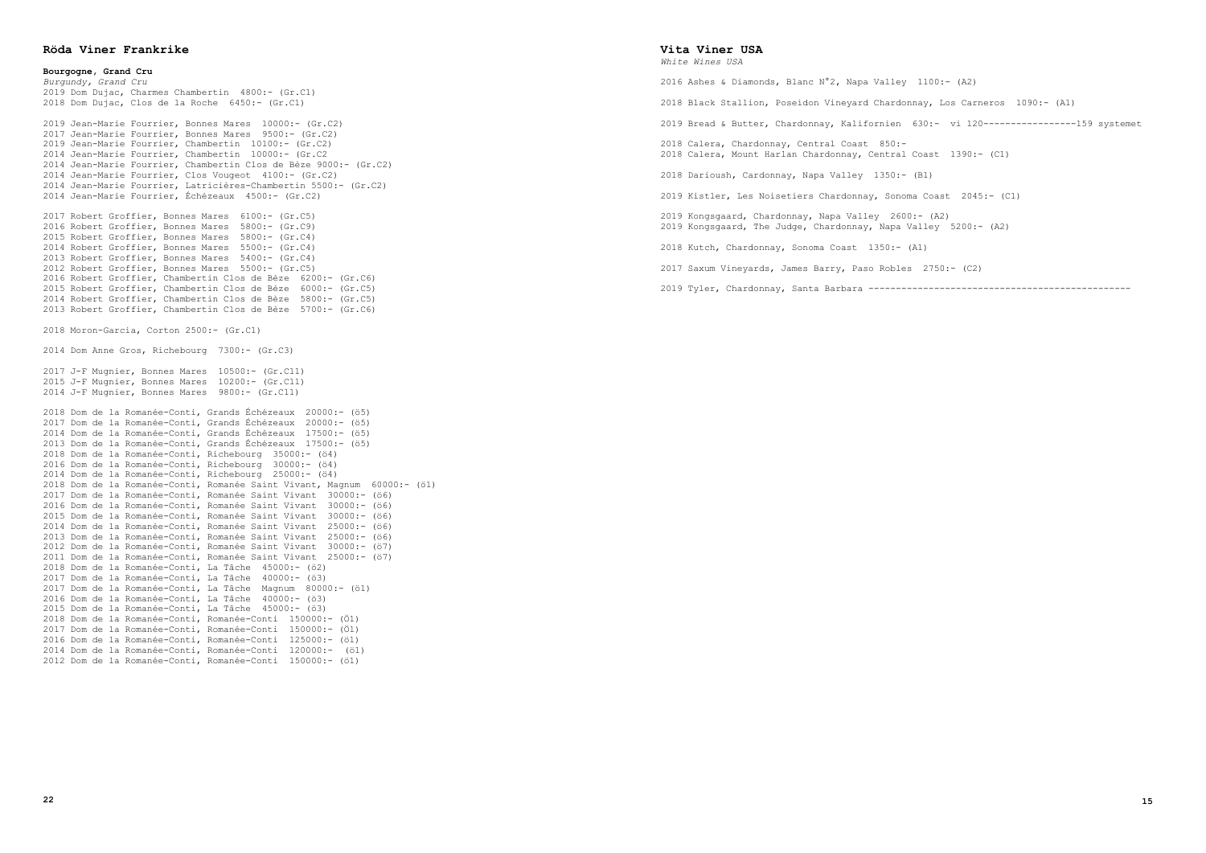## Röda Viner Frankrike

**Bourgogne, Grand Cru**
*Burgundy, Grand Cru*
2019 Dom Dujac, Charmes Chambertin 4800:- (Gr.C1)
2018 Dom Dujac, Clos de la Roche 6450:- (Gr.C1)

2019 Jean-Marie Fourrier, Bonnes Mares 10000:- (Gr.C2)
2017 Jean-Marie Fourrier, Bonnes Mares 9500:- (Gr.C2)
2019 Jean-Marie Fourrier, Chambertin 10100:- (Gr.C2)
2014 Jean-Marie Fourrier, Chambertin 10000:- (Gr.C2
2014 Jean-Marie Fourrier, Chambertin Clos de Bèze 9000:- (Gr.C2)
2014 Jean-Marie Fourrier, Clos Vougeot 4100:- (Gr.C2)
2014 Jean-Marie Fourrier, Latricières-Chambertin 5500:- (Gr.C2)
2014 Jean-Marie Fourrier, Échézeaux 4500:- (Gr.C2)

2017 Robert Groffier, Bonnes Mares 6100:- (Gr.C5)
2016 Robert Groffier, Bonnes Mares 5800:- (Gr.C9)
2015 Robert Groffier, Bonnes Mares 5800:- (Gr.C4)
2014 Robert Groffier, Bonnes Mares 5500:- (Gr.C4)
2013 Robert Groffier, Bonnes Mares 5400:- (Gr.C4)
2012 Robert Groffier, Bonnes Mares 5500:- (Gr.C5)
2016 Robert Groffier, Chambertin Clos de Bèze 6200:- (Gr.C6)
2015 Robert Groffier, Chambertin Clos de Bèze 6000:- (Gr.C5)
2014 Robert Groffier, Chambertin Clos de Bèze 5800:- (Gr.C5)
2013 Robert Groffier, Chambertin Clos de Bèze 5700:- (Gr.C6)

2018 Moron-Garcia, Corton 2500:- (Gr.C1)

2014 Dom Anne Gros, Richebourg 7300:- (Gr.C3)

2017 J-F Mugnier, Bonnes Mares 10500:- (Gr.C11)
2015 J-F Mugnier, Bonnes Mares 10200:- (Gr.C11)
2014 J-F Mugnier, Bonnes Mares 9800:- (Gr.C11)

2018 Dom de la Romanée-Conti, Grands Échézeaux 20000:- (ö5)
2017 Dom de la Romanée-Conti, Grands Échézeaux 20000:- (ö5)
2014 Dom de la Romanée-Conti, Grands Échézeaux 17500:- (ö5)
2013 Dom de la Romanée-Conti, Grands Échézeaux 17500:- (ö5)
2018 Dom de la Romanée-Conti, Richebourg 35000:- (ö4)
2016 Dom de la Romanée-Conti, Richebourg 30000:- (ö4)
2014 Dom de la Romanée-Conti, Richebourg 25000:- (ö4)
2018 Dom de la Romanée-Conti, Romanée Saint Vivant, Magnum 60000:- (ö1)
2017 Dom de la Romanée-Conti, Romanée Saint Vivant 30000:- (ö6)
2016 Dom de la Romanée-Conti, Romanée Saint Vivant 30000:- (ö6)
2015 Dom de la Romanée-Conti, Romanée Saint Vivant 30000:- (ö6)
2014 Dom de la Romanée-Conti, Romanée Saint Vivant 25000:- (ö6)
2013 Dom de la Romanée-Conti, Romanée Saint Vivant 25000:- (ö6)
2012 Dom de la Romanée-Conti, Romanée Saint Vivant 30000:- (ö7)
2011 Dom de la Romanée-Conti, Romanée Saint Vivant 25000:- (ö7)
2018 Dom de la Romanée-Conti, La Tâche 45000:- (ö2)
2017 Dom de la Romanée-Conti, La Tâche 40000:- (ö3)
2017 Dom de la Romanée-Conti, La Tâche Magnum 80000:- (ö1)
2016 Dom de la Romanée-Conti, La Tâche 40000:- (ö3)
2015 Dom de la Romanée-Conti, La Tâche 45000:- (ö3)
2018 Dom de la Romanée-Conti, Romanée-Conti 150000:- (Ö1)
2017 Dom de la Romanée-Conti, Romanée-Conti 150000:- (Ö1)
2016 Dom de la Romanée-Conti, Romanée-Conti 125000:- (ö1)
2014 Dom de la Romanée-Conti, Romanée-Conti 120000:- (ö1)
2012 Dom de la Romanée-Conti, Romanée-Conti 150000:- (ö1)

## Vita Viner USA

*White Wines USA*

2016 Ashes & Diamonds, Blanc N°2, Napa Valley 1100:- (A2)

2018 Black Stallion, Poseidon Vineyard Chardonnay, Los Carneros 1090:- (A1)

2019 Bread & Butter, Chardonnay, Kalifornien 630:- vi 120-----------------159 systemet

2018 Calera, Chardonnay, Central Coast 850:-
2018 Calera, Mount Harlan Chardonnay, Central Coast 1390:- (C1)

2018 Darioush, Cardonnay, Napa Valley 1350:- (B1)

2019 Kistler, Les Noisetiers Chardonnay, Sonoma Coast 2045:- (C1)

2019 Kongsgaard, Chardonnay, Napa Valley 2600:- (A2)
2019 Kongsgaard, The Judge, Chardonnay, Napa Valley 5200:- (A2)

2018 Kutch, Chardonnay, Sonoma Coast 1350:- (A1)

2017 Saxum Vineyards, James Barry, Paso Robles 2750:- (C2)

2019 Tyler, Chardonnay, Santa Barbara -----------------------------------------------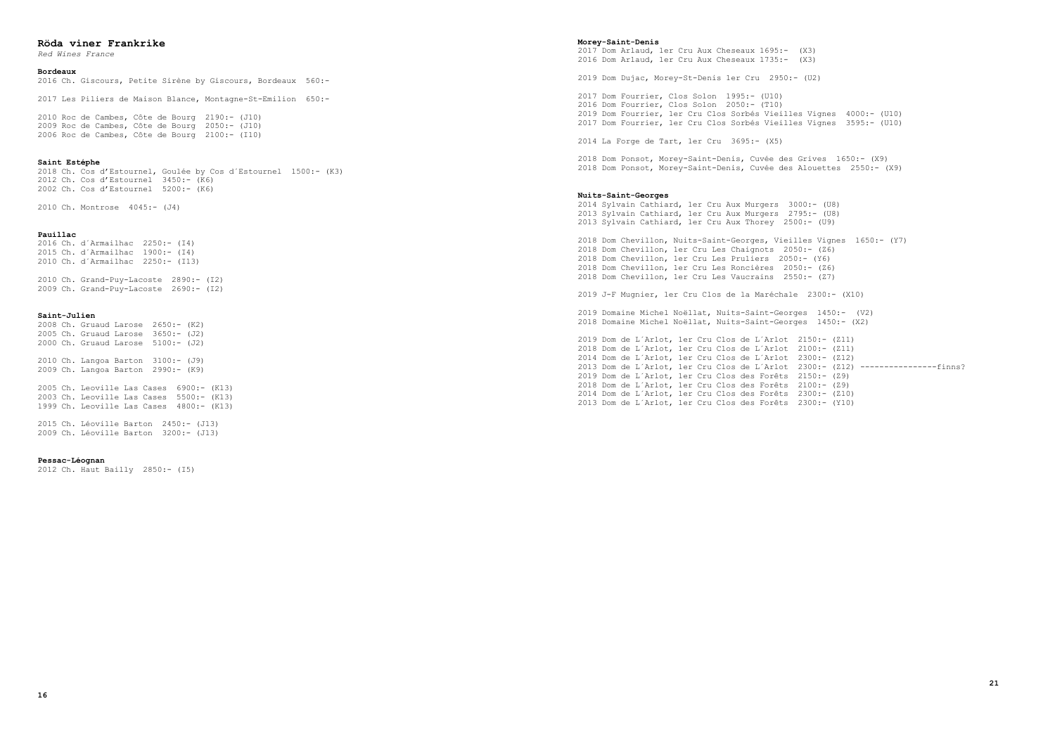## Röda viner Frankrike

*Red Wines France*

### Bordeaux

2016 Ch. Giscours, Petite Sirène by Giscours, Bordeaux 560:-

2017 Les Piliers de Maison Blance, Montagne-St-Emilion 650:-

2010 Roc de Cambes, Côte de Bourg 2190:- (J10)
2009 Roc de Cambes, Côte de Bourg 2050:- (J10)
2006 Roc de Cambes, Côte de Bourg 2100:- (I10)

### Saint Estéphe

2018 Ch. Cos d'Estournel, Goulée by Cos d´Estournel 1500:- (K3)
2012 Ch. Cos d'Estournel 3450:- (K6)
2002 Ch. Cos d'Estournel 5200:- (K6)

2010 Ch. Montrose 4045:- (J4)

### Pauillac

2016 Ch. d´Armailhac 2250:- (I4)
2015 Ch. d´Armailhac 1900:- (I4)
2010 Ch. d´Armailhac 2250:- (I13)

2010 Ch. Grand-Puy-Lacoste 2890:- (I2)
2009 Ch. Grand-Puy-Lacoste 2690:- (I2)

### Saint-Julien

2008 Ch. Gruaud Larose 2650:- (K2)
2005 Ch. Gruaud Larose 3650:- (J2)
2000 Ch. Gruaud Larose 5100:- (J2)

2010 Ch. Langoa Barton 3100:- (J9)
2009 Ch. Langoa Barton 2990:- (K9)

2005 Ch. Leoville Las Cases 6900:- (K13)
2003 Ch. Leoville Las Cases 5500:- (K13)
1999 Ch. Leoville Las Cases 4800:- (K13)

2015 Ch. Léoville Barton 2450:- (J13)
2009 Ch. Léoville Barton 3200:- (J13)

### Pessac-Léognan

2012 Ch. Haut Bailly 2850:- (I5)

### Morey-Saint-Denis

2017 Dom Arlaud, 1er Cru Aux Cheseaux 1695:- (X3)
2016 Dom Arlaud, 1er Cru Aux Cheseaux 1735:- (X3)

2019 Dom Dujac, Morey-St-Denis 1er Cru 2950:- (U2)

2017 Dom Fourrier, Clos Solon 1995:- (U10)
2016 Dom Fourrier, Clos Solon 2050:- (T10)
2019 Dom Fourrier, 1er Cru Clos Sorbés Vieilles Vignes 4000:- (U10)
2017 Dom Fourrier, 1er Cru Clos Sorbés Vieilles Vignes 3595:- (U10)

2014 La Forge de Tart, 1er Cru 3695:- (X5)

2018 Dom Ponsot, Morey-Saint-Denis, Cuvée des Grives 1650:- (X9)
2018 Dom Ponsot, Morey-Saint-Denis, Cuvée des Alouettes 2550:- (X9)

### Nuits-Saint-Georges

2014 Sylvain Cathiard, 1er Cru Aux Murgers 3000:- (U8)
2013 Sylvain Cathiard, 1er Cru Aux Murgers 2795:- (U8)
2013 Sylvain Cathiard, 1er Cru Aux Thorey 2500:- (U9)

2018 Dom Chevillon, Nuits-Saint-Georges, Vieilles Vignes 1650:- (Y7)
2018 Dom Chevillon, 1er Cru Les Chaignots 2050:- (Z6)
2018 Dom Chevillon, 1er Cru Les Pruliers 2050:- (Y6)
2018 Dom Chevillon, 1er Cru Les Roncières 2050:- (Z6)
2018 Dom Chevillon, 1er Cru Les Vaucrains 2550:- (Z7)

2019 J-F Mugnier, 1er Cru Clos de la Maréchale 2300:- (X10)

2019 Domaine Michel Noëllat, Nuits-Saint-Georges 1450:- (V2)
2018 Domaine Michel Noëllat, Nuits-Saint-Georges 1450:- (X2)

2019 Dom de L´Arlot, 1er Cru Clos de L´Arlot 2150:- (Z11)
2018 Dom de L´Arlot, 1er Cru Clos de L´Arlot 2100:- (Z11)
2014 Dom de L´Arlot, 1er Cru Clos de L´Arlot 2300:- (Z12)
2013 Dom de L´Arlot, 1er Cru Clos de L´Arlot 2300:- (Z12) ----------------finns?
2019 Dom de L´Arlot, 1er Cru Clos des Forêts 2150:- (Z9)
2018 Dom de L´Arlot, 1er Cru Clos des Forêts 2100:- (Z9)
2014 Dom de L´Arlot, 1er Cru Clos des Forêts 2300:- (Z10)
2013 Dom de L´Arlot, 1er Cru Clos des Forêts 2300:- (Y10)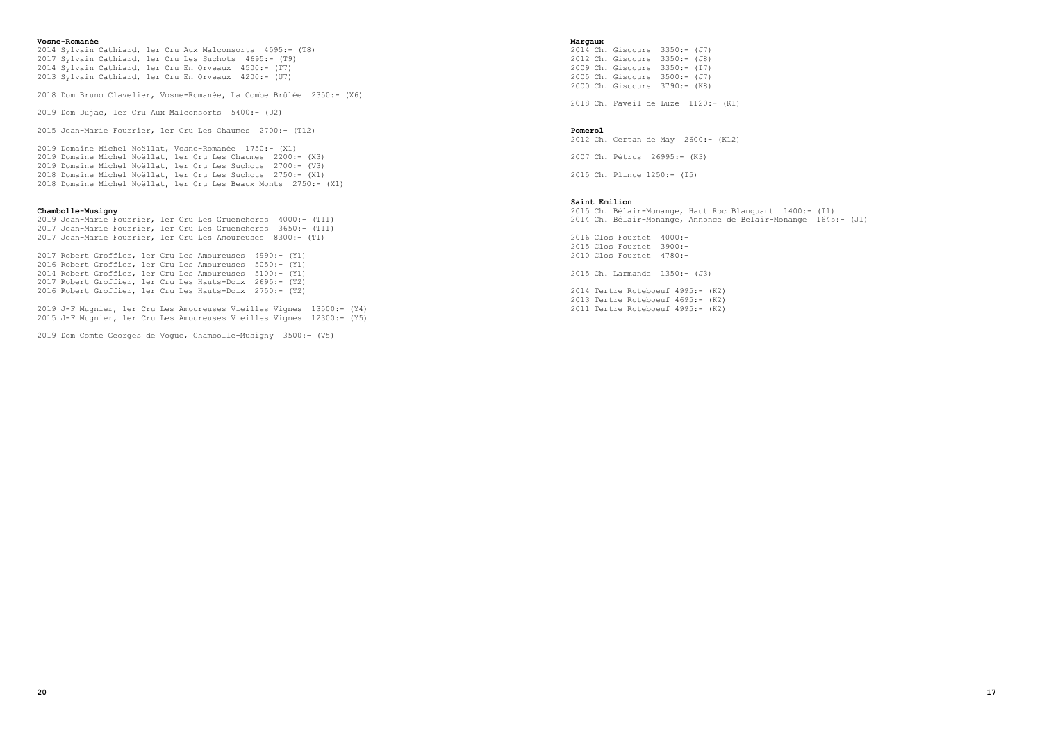**Vosne-Romanée**

2014 Sylvain Cathiard, 1er Cru Aux Malconsorts 4595:- (T8)
2017 Sylvain Cathiard, 1er Cru Les Suchots 4695:- (T9)
2014 Sylvain Cathiard, 1er Cru En Orveaux 4500:- (T7)
2013 Sylvain Cathiard, 1er Cru En Orveaux 4200:- (U7)

2018 Dom Bruno Clavelier, Vosne-Romanée, La Combe Brûlée 2350:- (X6)

2019 Dom Dujac, 1er Cru Aux Malconsorts 5400:- (U2)

2015 Jean-Marie Fourrier, 1er Cru Les Chaumes 2700:- (T12)

2019 Domaine Michel Noëllat, Vosne-Romanée 1750:- (X1)
2019 Domaine Michel Noëllat, 1er Cru Les Chaumes 2200:- (X3)
2019 Domaine Michel Noëllat, 1er Cru Les Suchots 2700:- (V3)
2018 Domaine Michel Noëllat, 1er Cru Les Suchots 2750:- (X1)
2018 Domaine Michel Noëllat, 1er Cru Les Beaux Monts 2750:- (X1)

**Chambolle-Musigny**

2019 Jean-Marie Fourrier, 1er Cru Les Gruencheres 4000:- (T11)
2017 Jean-Marie Fourrier, 1er Cru Les Gruencheres 3650:- (T11)
2017 Jean-Marie Fourrier, 1er Cru Les Amoureuses 8300:- (T1)

2017 Robert Groffier, 1er Cru Les Amoureuses 4990:- (Y1)
2016 Robert Groffier, 1er Cru Les Amoureuses 5050:- (Y1)
2014 Robert Groffier, 1er Cru Les Amoureuses 5100:- (Y1)
2017 Robert Groffier, 1er Cru Les Hauts-Doix 2695:- (Y2)
2016 Robert Groffier, 1er Cru Les Hauts-Doix 2750:- (Y2)

2019 J-F Mugnier, 1er Cru Les Amoureuses Vieilles Vignes 13500:- (Y4)
2015 J-F Mugnier, 1er Cru Les Amoureuses Vieilles Vignes 12300:- (Y5)

2019 Dom Comte Georges de Vogüe, Chambolle-Musigny 3500:- (V5)

**Margaux**

2014 Ch. Giscours 3350:- (J7)
2012 Ch. Giscours 3350:- (J8)
2009 Ch. Giscours 3350:- (I7)
2005 Ch. Giscours 3500:- (J7)
2000 Ch. Giscours 3790:- (K8)

2018 Ch. Paveil de Luze 1120:- (K1)

**Pomerol**

2012 Ch. Certan de May 2600:- (K12)

2007 Ch. Pétrus 26995:- (K3)

2015 Ch. Plince 1250:- (I5)

**Saint Emilion**

2015 Ch. Bélair-Monange, Haut Roc Blanquant 1400:- (I1)
2014 Ch. Bélair-Monange, Annonce de Belair-Monange 1645:- (J1)

2016 Clos Fourtet 4000:-
2015 Clos Fourtet 3900:-
2010 Clos Fourtet 4780:-

2015 Ch. Larmande 1350:- (J3)

2014 Tertre Roteboeuf 4995:- (K2)
2013 Tertre Roteboeuf 4695:- (K2)
2011 Tertre Roteboeuf 4995:- (K2)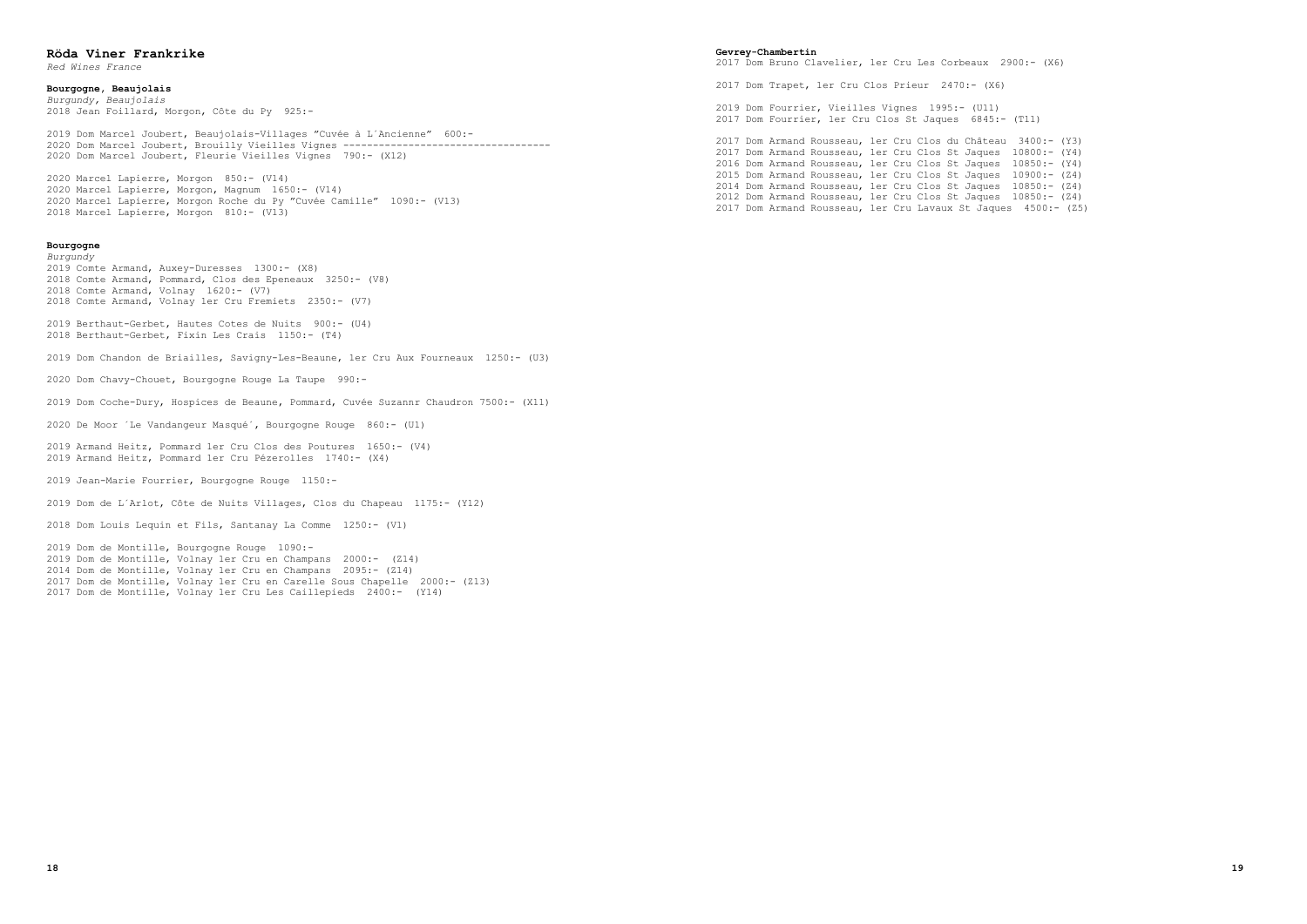## Röda Viner Frankrike

*Red Wines France*

### Bourgogne, Beaujolais

*Burgundy, Beaujolais*

2018 Jean Foillard, Morgon, Côte du Py 925:-

2019 Dom Marcel Joubert, Beaujolais-Villages "Cuvée à L´Ancienne" 600:-
2020 Dom Marcel Joubert, Brouilly Vieilles Vignes ------------------------------------
2020 Dom Marcel Joubert, Fleurie Vieilles Vignes 790:- (X12)

2020 Marcel Lapierre, Morgon 850:- (V14)
2020 Marcel Lapierre, Morgon, Magnum 1650:- (V14)
2020 Marcel Lapierre, Morgon Roche du Py "Cuvée Camille" 1090:- (V13)
2018 Marcel Lapierre, Morgon 810:- (V13)

### Bourgogne

*Burgundy*

2019 Comte Armand, Auxey-Duresses 1300:- (X8)
2018 Comte Armand, Pommard, Clos des Epeneaux 3250:- (V8)
2018 Comte Armand, Volnay 1620:- (V7)
2018 Comte Armand, Volnay 1er Cru Fremiets 2350:- (V7)

2019 Berthaut-Gerbet, Hautes Cotes de Nuits 900:- (U4)
2018 Berthaut-Gerbet, Fixin Les Crais 1150:- (T4)

2019 Dom Chandon de Briailles, Savigny-Les-Beaune, 1er Cru Aux Fourneaux 1250:- (U3)

2020 Dom Chavy-Chouet, Bourgogne Rouge La Taupe 990:-

2019 Dom Coche-Dury, Hospices de Beaune, Pommard, Cuvée Suzannr Chaudron 7500:- (X11)

2020 De Moor ´Le Vandangeur Masqué´, Bourgogne Rouge 860:- (U1)

2019 Armand Heitz, Pommard 1er Cru Clos des Poutures 1650:- (V4)
2019 Armand Heitz, Pommard 1er Cru Pézerolles 1740:- (X4)

2019 Jean-Marie Fourrier, Bourgogne Rouge 1150:-

2019 Dom de L´Arlot, Côte de Nuits Villages, Clos du Chapeau 1175:- (Y12)

2018 Dom Louis Lequin et Fils, Santanay La Comme 1250:- (V1)

2019 Dom de Montille, Bourgogne Rouge 1090:-
2019 Dom de Montille, Volnay 1er Cru en Champans 2000:- (Z14)
2014 Dom de Montille, Volnay 1er Cru en Champans 2095:- (Z14)
2017 Dom de Montille, Volnay 1er Cru en Carelle Sous Chapelle 2000:- (Z13)
2017 Dom de Montille, Volnay 1er Cru Les Caillepieds 2400:- (Y14)

### Gevrey-Chambertin

2017 Dom Bruno Clavelier, 1er Cru Les Corbeaux 2900:- (X6)

2017 Dom Trapet, 1er Cru Clos Prieur 2470:- (X6)

2019 Dom Fourrier, Vieilles Vignes 1995:- (U11)
2017 Dom Fourrier, 1er Cru Clos St Jaques 6845:- (T11)

2017 Dom Armand Rousseau, 1er Cru Clos du Château 3400:- (Y3)
2017 Dom Armand Rousseau, 1er Cru Clos St Jaques 10800:- (Y4)
2016 Dom Armand Rousseau, 1er Cru Clos St Jaques 10850:- (Y4)
2015 Dom Armand Rousseau, 1er Cru Clos St Jaques 10900:- (Z4)
2014 Dom Armand Rousseau, 1er Cru Clos St Jaques 10850:- (Z4)
2012 Dom Armand Rousseau, 1er Cru Clos St Jaques 10850:- (Z4)
2017 Dom Armand Rousseau, 1er Cru Lavaux St Jaques 4500:- (Z5)